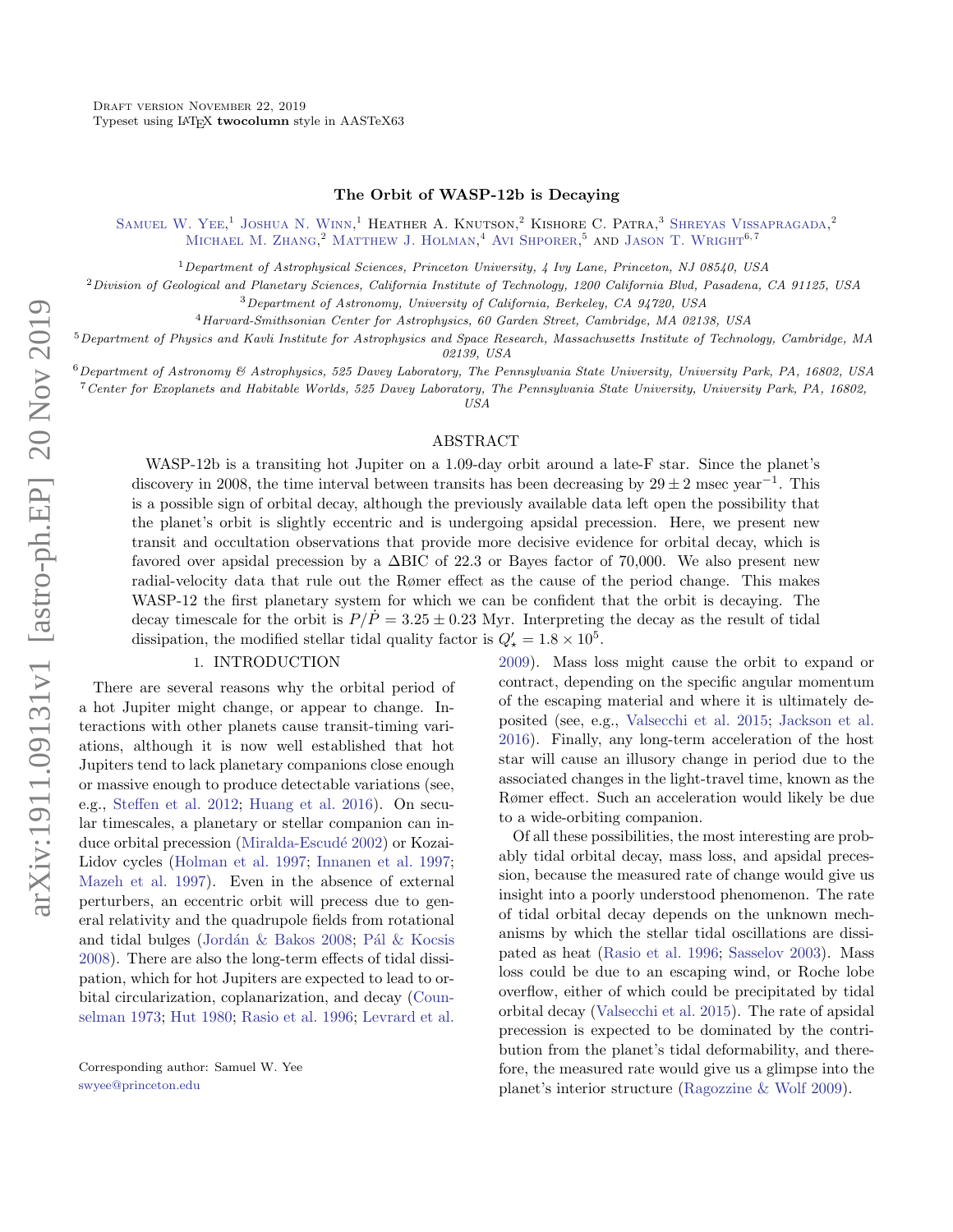Draft version November 22, 2019
Typeset using LaTeX **twocolumn** style in AASTeX63

# The Orbit of WASP-12b is Decaying

Samuel W. Yee,[1] Joshua N. Winn,[1] Heather A. Knutson,[2] Kishore C. Patra,[3] Shreyas Vissapragada,[2] Michael M. Zhang,[2] Matthew J. Holman,[4] Avi Shporer,[5] and Jason T. Wright[6,7]

[1] Department of Astrophysical Sciences, Princeton University, 4 Ivy Lane, Princeton, NJ 08540, USA

[2] Division of Geological and Planetary Sciences, California Institute of Technology, 1200 California Blvd, Pasadena, CA 91125, USA

[3] Department of Astronomy, University of California, Berkeley, CA 94720, USA

[4] Harvard-Smithsonian Center for Astrophysics, 60 Garden Street, Cambridge, MA 02138, USA

[5] Department of Physics and Kavli Institute for Astrophysics and Space Research, Massachusetts Institute of Technology, Cambridge, MA 02139, USA

[6] Department of Astronomy & Astrophysics, 525 Davey Laboratory, The Pennsylvania State University, University Park, PA, 16802, USA

[7] Center for Exoplanets and Habitable Worlds, 525 Davey Laboratory, The Pennsylvania State University, University Park, PA, 16802, USA

## ABSTRACT

WASP-12b is a transiting hot Jupiter on a 1.09-day orbit around a late-F star. Since the planet's discovery in 2008, the time interval between transits has been decreasing by $29 \pm 2$ msec year$^{-1}$. This is a possible sign of orbital decay, although the previously available data left open the possibility that the planet's orbit is slightly eccentric and is undergoing apsidal precession. Here, we present new transit and occultation observations that provide more decisive evidence for orbital decay, which is favored over apsidal precession by a $\Delta$BIC of 22.3 or Bayes factor of 70,000. We also present new radial-velocity data that rule out the Rømer effect as the cause of the period change. This makes WASP-12 the first planetary system for which we can be confident that the orbit is decaying. The decay timescale for the orbit is $P/\dot{P} = 3.25 \pm 0.23$ Myr. Interpreting the decay as the result of tidal dissipation, the modified stellar tidal quality factor is $Q'_{\star} = 1.8 \times 10^5$.

## 1. INTRODUCTION

There are several reasons why the orbital period of a hot Jupiter might change, or appear to change. Interactions with other planets cause transit-timing variations, although it is now well established that hot Jupiters tend to lack planetary companions close enough or massive enough to produce detectable variations (see, e.g., Steffen et al. 2012; Huang et al. 2016). On secular timescales, a planetary or stellar companion can induce orbital precession (Miralda-Escudé 2002) or Kozai-Lidov cycles (Holman et al. 1997; Innanen et al. 1997; Mazeh et al. 1997). Even in the absence of external perturbers, an eccentric orbit will precess due to general relativity and the quadrupole fields from rotational and tidal bulges (Jordán & Bakos 2008; Pál & Kocsis 2008). There are also the long-term effects of tidal dissipation, which for hot Jupiters are expected to lead to orbital circularization, coplanarization, and decay (Counselman 1973; Hut 1980; Rasio et al. 1996; Levrard et al. 2009). Mass loss might cause the orbit to expand or contract, depending on the specific angular momentum of the escaping material and where it is ultimately deposited (see, e.g., Valsecchi et al. 2015; Jackson et al. 2016). Finally, any long-term acceleration of the host star will cause an illusory change in period due to the associated changes in the light-travel time, known as the Rømer effect. Such an acceleration would likely be due to a wide-orbiting companion.

Of all these possibilities, the most interesting are probably tidal orbital decay, mass loss, and apsidal precession, because the measured rate of change would give us insight into a poorly understood phenomenon. The rate of tidal orbital decay depends on the unknown mechanisms by which the stellar tidal oscillations are dissipated as heat (Rasio et al. 1996; Sasselov 2003). Mass loss could be due to an escaping wind, or Roche lobe overflow, either of which could be precipitated by tidal orbital decay (Valsecchi et al. 2015). The rate of apsidal precession is expected to be dominated by the contribution from the planet's tidal deformability, and therefore, the measured rate would give us a glimpse into the planet's interior structure (Ragozzine & Wolf 2009).

Corresponding author: Samuel W. Yee
swyee@princeton.edu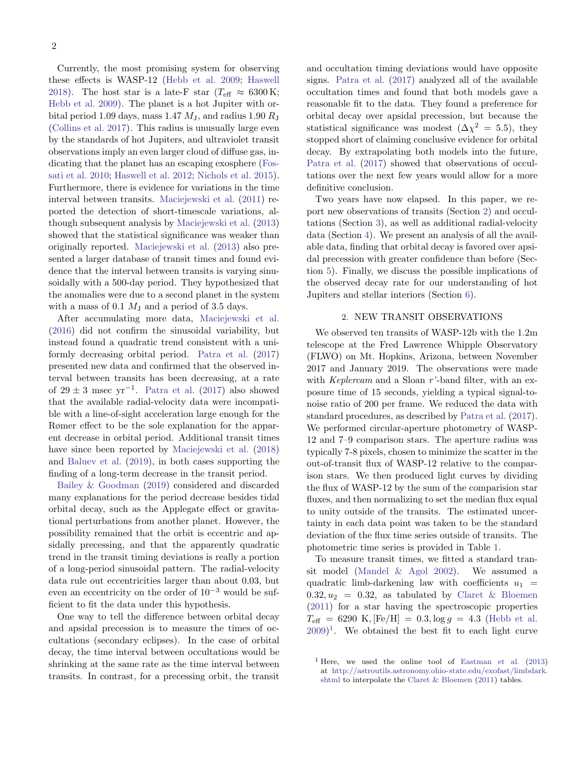Currently, the most promising system for observing these effects is WASP-12 (Hebb et al. 2009; Haswell 2018). The host star is a late-F star ($T_{\rm eff} \approx 6300\,{\rm K}$; Hebb et al. 2009). The planet is a hot Jupiter with orbital period 1.09 days, mass 1.47 $M_{\rm J}$, and radius 1.90 $R_{\rm J}$ (Collins et al. 2017). This radius is unusually large even by the standards of hot Jupiters, and ultraviolet transit observations imply an even larger cloud of diffuse gas, indicating that the planet has an escaping exosphere (Fossati et al. 2010; Haswell et al. 2012; Nichols et al. 2015). Furthermore, there is evidence for variations in the time interval between transits. Maciejewski et al. (2011) reported the detection of short-timescale variations, although subsequent analysis by Maciejewski et al. (2013) showed that the statistical significance was weaker than originally reported. Maciejewski et al. (2013) also presented a larger database of transit times and found evidence that the interval between transits is varying sinusoidally with a 500-day period. They hypothesized that the anomalies were due to a second planet in the system with a mass of 0.1 $M_{\rm J}$ and a period of 3.5 days.

After accumulating more data, Maciejewski et al. (2016) did not confirm the sinusoidal variability, but instead found a quadratic trend consistent with a uniformly decreasing orbital period. Patra et al. (2017) presented new data and confirmed that the observed interval between transits has been decreasing, at a rate of $29 \pm 3$ msec yr$^{-1}$. Patra et al. (2017) also showed that the available radial-velocity data were incompatible with a line-of-sight acceleration large enough for the Rømer effect to be the sole explanation for the apparent decrease in orbital period. Additional transit times have since been reported by Maciejewski et al. (2018) and Baluev et al. (2019), in both cases supporting the finding of a long-term decrease in the transit period.

Bailey & Goodman (2019) considered and discarded many explanations for the period decrease besides tidal orbital decay, such as the Applegate effect or gravitational perturbations from another planet. However, the possibility remained that the orbit is eccentric and apsidally precessing, and that the apparently quadratic trend in the transit timing deviations is really a portion of a long-period sinusoidal pattern. The radial-velocity data rule out eccentricities larger than about 0.03, but even an eccentricity on the order of $10^{-3}$ would be sufficient to fit the data under this hypothesis.

One way to tell the difference between orbital decay and apsidal precession is to measure the times of occultations (secondary eclipses). In the case of orbital decay, the time interval between occultations would be shrinking at the same rate as the time interval between transits. In contrast, for a precessing orbit, the transit and occultation timing deviations would have opposite signs. Patra et al. (2017) analyzed all of the available occultation times and found that both models gave a reasonable fit to the data. They found a preference for orbital decay over apsidal precession, but because the statistical significance was modest ($\Delta\chi^2 = 5.5$), they stopped short of claiming conclusive evidence for orbital decay. By extrapolating both models into the future, Patra et al. (2017) showed that observations of occultations over the next few years would allow for a more definitive conclusion.

Two years have now elapsed. In this paper, we report new observations of transits (Section 2) and occultations (Section 3), as well as additional radial-velocity data (Section 4). We present an analysis of all the available data, finding that orbital decay is favored over apsidal precession with greater confidence than before (Section 5). Finally, we discuss the possible implications of the observed decay rate for our understanding of hot Jupiters and stellar interiors (Section 6).

## 2. NEW TRANSIT OBSERVATIONS

We observed ten transits of WASP-12b with the 1.2m telescope at the Fred Lawrence Whipple Observatory (FLWO) on Mt. Hopkins, Arizona, between November 2017 and January 2019. The observations were made with *Keplercam* and a Sloan $r'$-band filter, with an exposure time of 15 seconds, yielding a typical signal-to-noise ratio of 200 per frame. We reduced the data with standard procedures, as described by Patra et al. (2017). We performed circular-aperture photometry of WASP-12 and 7–9 comparison stars. The aperture radius was typically 7-8 pixels, chosen to minimize the scatter in the out-of-transit flux of WASP-12 relative to the comparison stars. We then produced light curves by dividing the flux of WASP-12 by the sum of the comparision star fluxes, and then normalizing to set the median flux equal to unity outside of the transits. The estimated uncertainty in each data point was taken to be the standard deviation of the flux time series outside of transits. The photometric time series is provided in Table 1.

To measure transit times, we fitted a standard transit model (Mandel & Agol 2002). We assumed a quadratic limb-darkening law with coefficients $u_1 = 0.32, u_2 = 0.32$, as tabulated by Claret & Bloemen (2011) for a star having the spectroscopic properties $T_{\rm eff} = 6290$ K, [Fe/H] $= 0.3, \log g = 4.3$ (Hebb et al. 2009)[1]. We obtained the best fit to each light curve

[1] Here, we used the online tool of Eastman et al. (2013) at http://astroutils.astronomy.ohio-state.edu/exofast/limbdark.shtml to interpolate the Claret & Bloemen (2011) tables.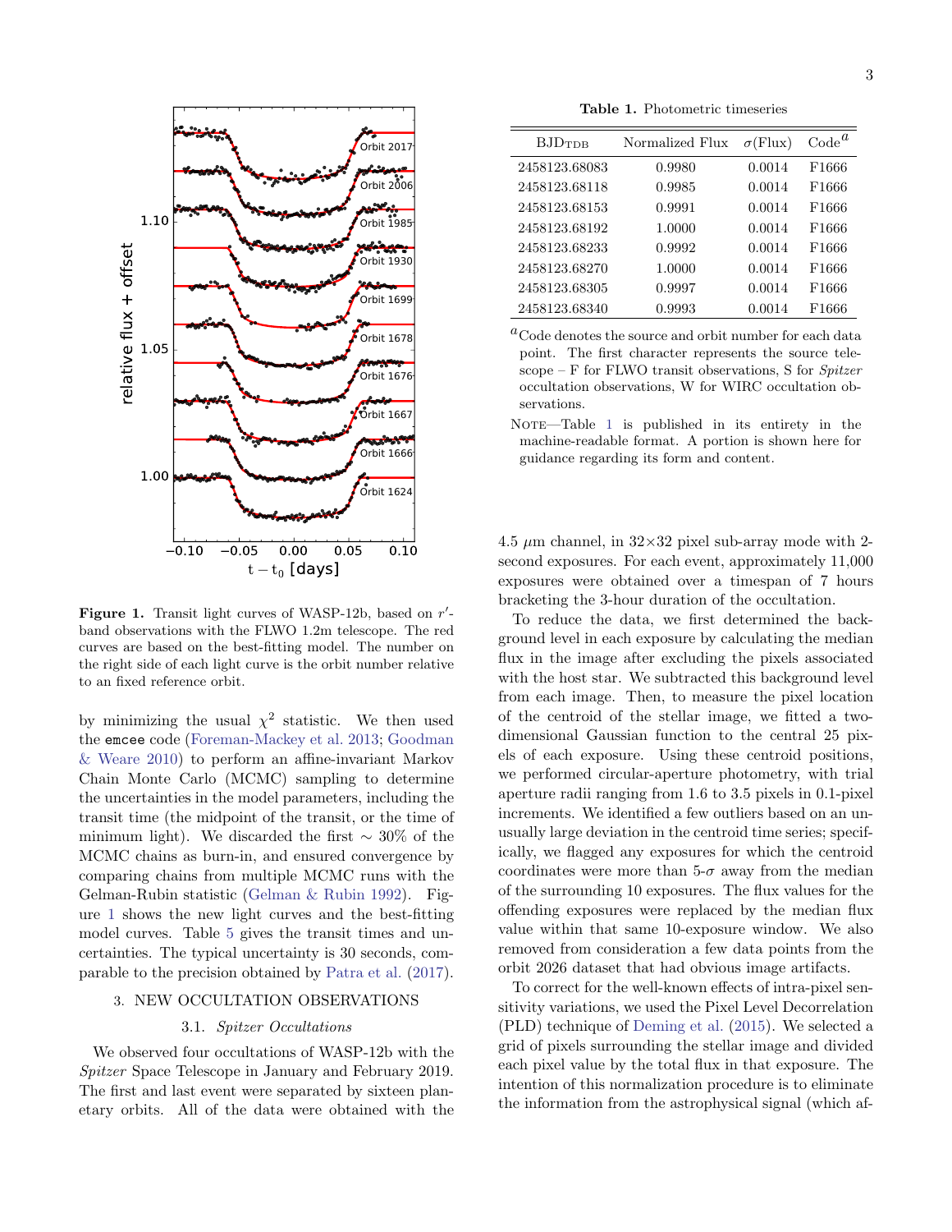**Figure 1.** Transit light curves of WASP-12b, based on $r'$-band observations with the FLWO 1.2m telescope. The red curves are based on the best-fitting model. The number on the right side of each light curve is the orbit number relative to an fixed reference orbit.

by minimizing the usual $\chi^2$ statistic. We then used the `emcee` code (Foreman-Mackey et al. 2013; Goodman & Weare 2010) to perform an affine-invariant Markov Chain Monte Carlo (MCMC) sampling to determine the uncertainties in the model parameters, including the transit time (the midpoint of the transit, or the time of minimum light). We discarded the first $\sim$ 30% of the MCMC chains as burn-in, and ensured convergence by comparing chains from multiple MCMC runs with the Gelman-Rubin statistic (Gelman & Rubin 1992). Figure 1 shows the new light curves and the best-fitting model curves. Table 5 gives the transit times and uncertainties. The typical uncertainty is 30 seconds, comparable to the precision obtained by Patra et al. (2017).

## 3. NEW OCCULTATION OBSERVATIONS

### 3.1. *Spitzer Occultations*

We observed four occultations of WASP-12b with the *Spitzer* Space Telescope in January and February 2019. The first and last event were separated by sixteen planetary orbits. All of the data were obtained with the 4.5 $\mu$m channel, in 32×32 pixel sub-array mode with 2-second exposures. For each event, approximately 11,000 exposures were obtained over a timespan of 7 hours bracketing the 3-hour duration of the occultation.

To reduce the data, we first determined the background level in each exposure by calculating the median flux in the image after excluding the pixels associated with the host star. We subtracted this background level from each image. Then, to measure the pixel location of the centroid of the stellar image, we fitted a two-dimensional Gaussian function to the central 25 pixels of each exposure. Using these centroid positions, we performed circular-aperture photometry, with trial aperture radii ranging from 1.6 to 3.5 pixels in 0.1-pixel increments. We identified a few outliers based on an unusually large deviation in the centroid time series; specifically, we flagged any exposures for which the centroid coordinates were more than 5-$\sigma$ away from the median of the surrounding 10 exposures. The flux values for the offending exposures were replaced by the median flux value within that same 10-exposure window. We also removed from consideration a few data points from the orbit 2026 dataset that had obvious image artifacts.

To correct for the well-known effects of intra-pixel sensitivity variations, we used the Pixel Level Decorrelation (PLD) technique of Deming et al. (2015). We selected a grid of pixels surrounding the stellar image and divided each pixel value by the total flux in that exposure. The intention of this normalization procedure is to eliminate the information from the astrophysical signal (which af-

**Table 1.** Photometric timeseries

| $BJD_{TDB}$ | Normalized Flux | $\sigma$(Flux) | Code[a] |
|---|---|---|---|
| 2458123.68083 | 0.9980 | 0.0014 | F1666 |
| 2458123.68118 | 0.9985 | 0.0014 | F1666 |
| 2458123.68153 | 0.9991 | 0.0014 | F1666 |
| 2458123.68192 | 1.0000 | 0.0014 | F1666 |
| 2458123.68233 | 0.9992 | 0.0014 | F1666 |
| 2458123.68270 | 1.0000 | 0.0014 | F1666 |
| 2458123.68305 | 0.9997 | 0.0014 | F1666 |
| 2458123.68340 | 0.9993 | 0.0014 | F1666 |

[a] Code denotes the source and orbit number for each data point. The first character represents the source telescope – F for FLWO transit observations, S for *Spitzer* occultation observations, W for WIRC occultation observations.

NOTE—Table 1 is published in its entirety in the machine-readable format. A portion is shown here for guidance regarding its form and content.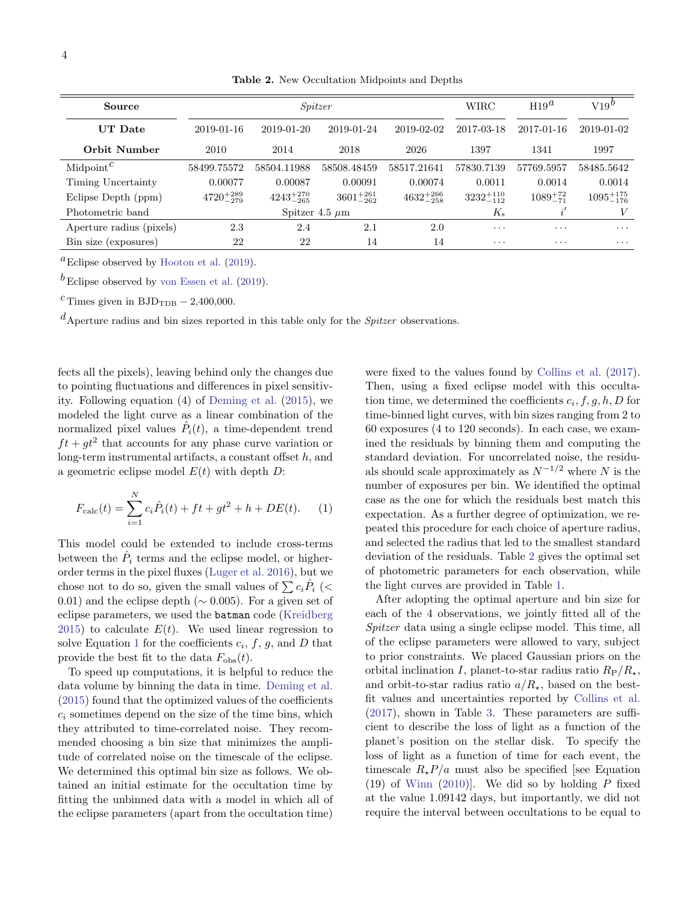**Table 2.** New Occultation Midpoints and Depths

| Source | *Spitzer* | | | | WIRC | H19[a] | V19[b] |
|---|---|---|---|---|---|---|---|
| UT Date | 2019-01-16 | 2019-01-20 | 2019-01-24 | 2019-02-02 | 2017-03-18 | 2017-01-16 | 2019-01-02 |
| Orbit Number | 2010 | 2014 | 2018 | 2026 | 1397 | 1341 | 1997 |
| Midpoint[c] | 58499.75572 | 58504.11988 | 58508.48459 | 58517.21641 | 57830.7139 | 57769.5957 | 58485.5642 |
| Timing Uncertainty | 0.00077 | 0.00087 | 0.00091 | 0.00074 | 0.0011 | 0.0014 | 0.0014 |
| Eclipse Depth (ppm) | $4720^{+289}_{-279}$ | $4243^{+270}_{-265}$ | $3601^{+261}_{-262}$ | $4632^{+266}_{-258}$ | $3232^{+110}_{-112}$ | $1089^{+72}_{-71}$ | $1095^{+175}_{-176}$ |
| Photometric band | Spitzer 4.5 $\mu$m | | | | $K_\mathrm{s}$ | $i'$ | $V$ |
| Aperture radius (pixels) | 2.3 | 2.4 | 2.1 | 2.0 | ... | ... | ... |
| Bin size (exposures) | 22 | 22 | 14 | 14 | ... | ... | ... |

[a]Eclipse observed by Hooton et al. (2019).

[b]Eclipse observed by von Essen et al. (2019).

[c]Times given in $\mathrm{BJD_{TDB}} - 2{,}400{,}000$.

[d]Aperture radius and bin sizes reported in this table only for the *Spitzer* observations.

fects all the pixels), leaving behind only the changes due to pointing fluctuations and differences in pixel sensitivity. Following equation (4) of Deming et al. (2015), we modeled the light curve as a linear combination of the normalized pixel values $\hat{P}_i(t)$, a time-dependent trend $ft + gt^2$ that accounts for any phase curve variation or long-term instrumental artifacts, a constant offset $h$, and a geometric eclipse model $E(t)$ with depth $D$:

$$F_\mathrm{calc}(t) = \sum_{i=1}^{N} c_i \hat{P}_i(t) + ft + gt^2 + h + DE(t). \qquad (1)$$

This model could be extended to include cross-terms between the $\hat{P}_i$ terms and the eclipse model, or higher-order terms in the pixel fluxes (Luger et al. 2016), but we chose not to do so, given the small values of $\sum c_i \hat{P}_i$ ($< 0.01$) and the eclipse depth ($\sim 0.005$). For a given set of eclipse parameters, we used the `batman` code (Kreidberg 2015) to calculate $E(t)$. We used linear regression to solve Equation 1 for the coefficients $c_i$, $f$, $g$, and $D$ that provide the best fit to the data $F_\mathrm{obs}(t)$.

To speed up computations, it is helpful to reduce the data volume by binning the data in time. Deming et al. (2015) found that the optimized values of the coefficients $c_i$ sometimes depend on the size of the time bins, which they attributed to time-correlated noise. They recommended choosing a bin size that minimizes the amplitude of correlated noise on the timescale of the eclipse. We determined this optimal bin size as follows. We obtained an initial estimate for the occultation time by fitting the unbinned data with a model in which all of the eclipse parameters (apart from the occultation time) were fixed to the values found by Collins et al. (2017). Then, using a fixed eclipse model with this occultation time, we determined the coefficients $c_i, f, g, h, D$ for time-binned light curves, with bin sizes ranging from 2 to 60 exposures (4 to 120 seconds). In each case, we examined the residuals by binning them and computing the standard deviation. For uncorrelated noise, the residuals should scale approximately as $N^{-1/2}$ where $N$ is the number of exposures per bin. We identified the optimal case as the one for which the residuals best match this expectation. As a further degree of optimization, we repeated this procedure for each choice of aperture radius, and selected the radius that led to the smallest standard deviation of the residuals. Table 2 gives the optimal set of photometric parameters for each observation, while the light curves are provided in Table 1.

After adopting the optimal aperture and bin size for each of the 4 observations, we jointly fitted all of the *Spitzer* data using a single eclipse model. This time, all of the eclipse parameters were allowed to vary, subject to prior constraints. We placed Gaussian priors on the orbital inclination $I$, planet-to-star radius ratio $R_\mathrm{P}/R_\star$, and orbit-to-star radius ratio $a/R_\star$, based on the best-fit values and uncertainties reported by Collins et al. (2017), shown in Table 3. These parameters are sufficient to describe the loss of light as a function of the planet's position on the stellar disk. To specify the loss of light as a function of time for each event, the timescale $R_\star P/a$ must also be specified [see Equation (19) of Winn (2010)]. We did so by holding $P$ fixed at the value 1.09142 days, but importantly, we did not require the interval between occultations to be equal to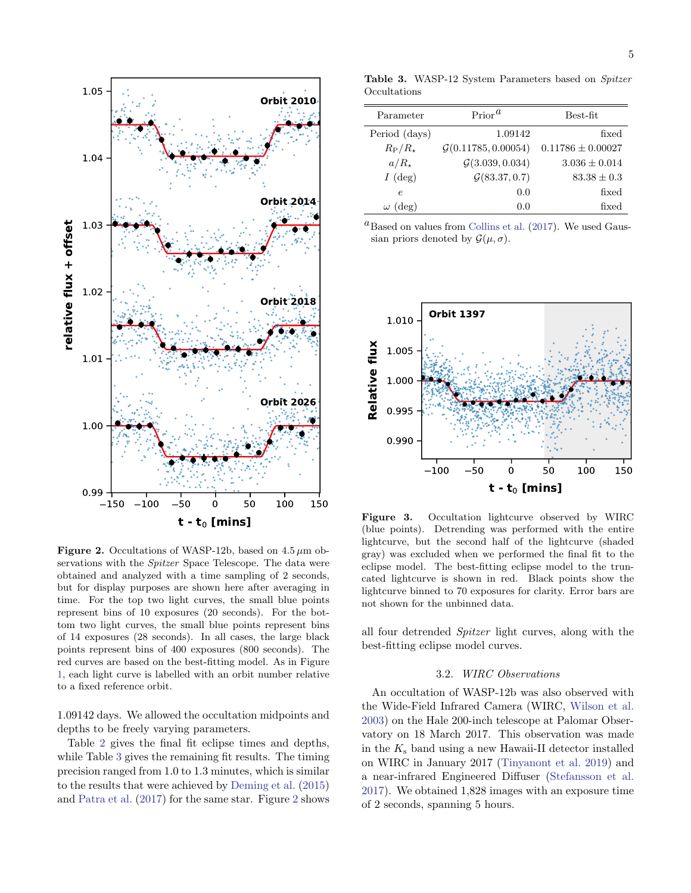**Figure 2.** Occultations of WASP-12b, based on 4.5 $\mu$m observations with the *Spitzer* Space Telescope. The data were obtained and analyzed with a time sampling of 2 seconds, but for display purposes are shown here after averaging in time. For the top two light curves, the small blue points represent bins of 10 exposures (20 seconds). For the bottom two light curves, the small blue points represent bins of 14 exposures (28 seconds). In all cases, the large black points represent bins of 400 exposures (800 seconds). The red curves are based on the best-fitting model. As in Figure 1, each light curve is labelled with an orbit number relative to a fixed reference orbit.

1.09142 days. We allowed the occultation midpoints and depths to be freely varying parameters.

Table 2 gives the final fit eclipse times and depths, while Table 3 gives the remaining fit results. The timing precision ranged from 1.0 to 1.3 minutes, which is similar to the results that were achieved by Deming et al. (2015) and Patra et al. (2017) for the same star. Figure 2 shows all four detrended *Spitzer* light curves, along with the best-fitting eclipse model curves.

**Table 3.** WASP-12 System Parameters based on *Spitzer* Occultations

| Parameter | Prior[a] | Best-fit |
|---|---|---|
| Period (days) | 1.09142 | fixed |
| $R_P/R_\star$ | $\mathcal{G}(0.11785, 0.00054)$ | $0.11786 \pm 0.00027$ |
| $a/R_\star$ | $\mathcal{G}(3.039, 0.034)$ | $3.036 \pm 0.014$ |
| $I$ (deg) | $\mathcal{G}(83.37, 0.7)$ | $83.38 \pm 0.3$ |
| $e$ | 0.0 | fixed |
| $\omega$ (deg) | 0.0 | fixed |

[a] Based on values from Collins et al. (2017). We used Gaussian priors denoted by $\mathcal{G}(\mu, \sigma)$.

**Figure 3.** Occultation lightcurve observed by WIRC (blue points). Detrending was performed with the entire lightcurve, but the second half of the lightcurve (shaded gray) was excluded when we performed the final fit to the eclipse model. The best-fitting eclipse model to the truncated lightcurve is shown in red. Black points show the lightcurve binned to 70 exposures for clarity. Error bars are not shown for the unbinned data.

### 3.2. *WIRC Observations*

An occultation of WASP-12b was also observed with the Wide-Field Infrared Camera (WIRC, Wilson et al. 2003) on the Hale 200-inch telescope at Palomar Observatory on 18 March 2017. This observation was made in the $K_s$ band using a new Hawaii-II detector installed on WIRC in January 2017 (Tinyanont et al. 2019) and a near-infrared Engineered Diffuser (Stefansson et al. 2017). We obtained 1,828 images with an exposure time of 2 seconds, spanning 5 hours.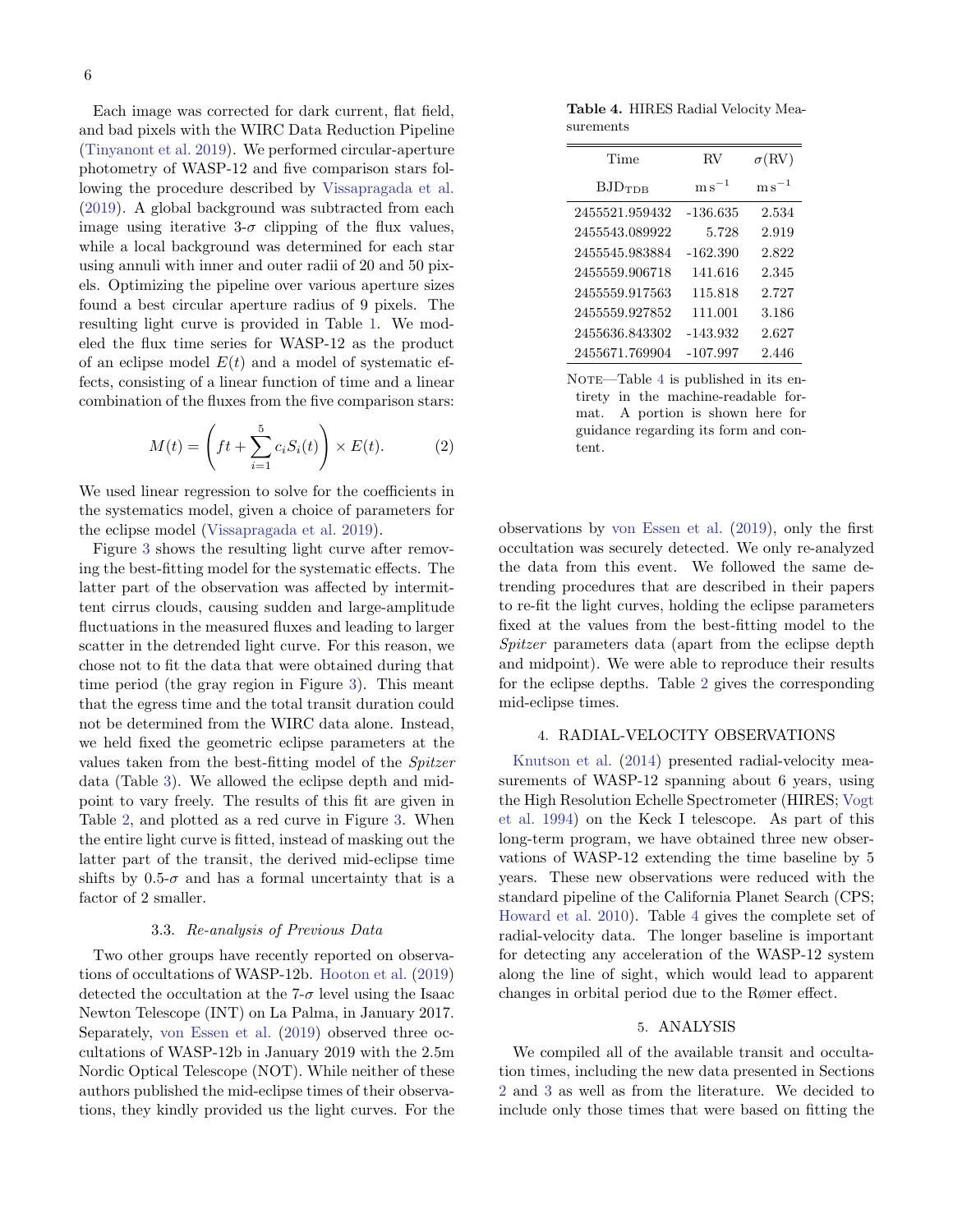Each image was corrected for dark current, flat field, and bad pixels with the WIRC Data Reduction Pipeline (Tinyanont et al. 2019). We performed circular-aperture photometry of WASP-12 and five comparison stars following the procedure described by Vissapragada et al. (2019). A global background was subtracted from each image using iterative 3-$\sigma$ clipping of the flux values, while a local background was determined for each star using annuli with inner and outer radii of 20 and 50 pixels. Optimizing the pipeline over various aperture sizes found a best circular aperture radius of 9 pixels. The resulting light curve is provided in Table 1. We modeled the flux time series for WASP-12 as the product of an eclipse model $E(t)$ and a model of systematic effects, consisting of a linear function of time and a linear combination of the fluxes from the five comparison stars:

$$M(t) = \left( ft + \sum_{i=1}^{5} c_i S_i(t) \right) \times E(t). \tag{2}$$

We used linear regression to solve for the coefficients in the systematics model, given a choice of parameters for the eclipse model (Vissapragada et al. 2019).

Figure 3 shows the resulting light curve after removing the best-fitting model for the systematic effects. The latter part of the observation was affected by intermittent cirrus clouds, causing sudden and large-amplitude fluctuations in the measured fluxes and leading to larger scatter in the detrended light curve. For this reason, we chose not to fit the data that were obtained during that time period (the gray region in Figure 3). This meant that the egress time and the total transit duration could not be determined from the WIRC data alone. Instead, we held fixed the geometric eclipse parameters at the values taken from the best-fitting model of the *Spitzer* data (Table 3). We allowed the eclipse depth and midpoint to vary freely. The results of this fit are given in Table 2, and plotted as a red curve in Figure 3. When the entire light curve is fitted, instead of masking out the latter part of the transit, the derived mid-eclipse time shifts by 0.5-$\sigma$ and has a formal uncertainty that is a factor of 2 smaller.

### 3.3. *Re-analysis of Previous Data*

Two other groups have recently reported on observations of occultations of WASP-12b. Hooton et al. (2019) detected the occultation at the 7-$\sigma$ level using the Isaac Newton Telescope (INT) on La Palma, in January 2017. Separately, von Essen et al. (2019) observed three occultations of WASP-12b in January 2019 with the 2.5m Nordic Optical Telescope (NOT). While neither of these authors published the mid-eclipse times of their observations, they kindly provided us the light curves. For the observations by von Essen et al. (2019), only the first occultation was securely detected. We only re-analyzed the data from this event. We followed the same detrending procedures that are described in their papers to re-fit the light curves, holding the eclipse parameters fixed at the values from the best-fitting model to the *Spitzer* parameters data (apart from the eclipse depth and midpoint). We were able to reproduce their results for the eclipse depths. Table 2 gives the corresponding mid-eclipse times.

**Table 4.** HIRES Radial Velocity Measurements

| Time | RV | $\sigma$(RV) |
|---|---|---|
| $\mathrm{BJD_{TDB}}$ | $\mathrm{m\,s^{-1}}$ | $\mathrm{m\,s^{-1}}$ |
| 2455521.959432 | -136.635 | 2.534 |
| 2455543.089922 | 5.728 | 2.919 |
| 2455545.983884 | -162.390 | 2.822 |
| 2455559.906718 | 141.616 | 2.345 |
| 2455559.917563 | 115.818 | 2.727 |
| 2455559.927852 | 111.001 | 3.186 |
| 2455636.843302 | -143.932 | 2.627 |
| 2455671.769904 | -107.997 | 2.446 |

Note—Table 4 is published in its entirety in the machine-readable format. A portion is shown here for guidance regarding its form and content.

## 4. RADIAL-VELOCITY OBSERVATIONS

Knutson et al. (2014) presented radial-velocity measurements of WASP-12 spanning about 6 years, using the High Resolution Echelle Spectrometer (HIRES; Vogt et al. 1994) on the Keck I telescope. As part of this long-term program, we have obtained three new observations of WASP-12 extending the time baseline by 5 years. These new observations were reduced with the standard pipeline of the California Planet Search (CPS; Howard et al. 2010). Table 4 gives the complete set of radial-velocity data. The longer baseline is important for detecting any acceleration of the WASP-12 system along the line of sight, which would lead to apparent changes in orbital period due to the Rømer effect.

## 5. ANALYSIS

We compiled all of the available transit and occultation times, including the new data presented in Sections 2 and 3 as well as from the literature. We decided to include only those times that were based on fitting the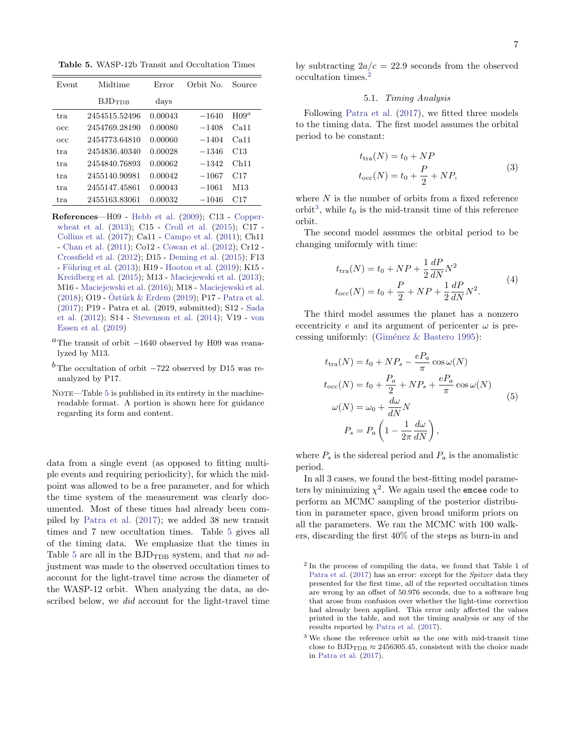**Table 5.** WASP-12b Transit and Occultation Times

| Event | Midtime | Error | Orbit No. | Source |
|---|---|---|---|---|
| | $BJD_{TDB}$ | days | | |
| tra | 2454515.52496 | 0.00043 | −1640 | H09[a] |
| occ | 2454769.28190 | 0.00080 | −1408 | Ca11 |
| occ | 2454773.64810 | 0.00060 | −1404 | Ca11 |
| tra | 2454836.40340 | 0.00028 | −1346 | C13 |
| tra | 2454840.76893 | 0.00062 | −1342 | Ch11 |
| tra | 2455140.90981 | 0.00042 | −1067 | C17 |
| tra | 2455147.45861 | 0.00043 | −1061 | M13 |
| tra | 2455163.83061 | 0.00032 | −1046 | C17 |

**References**—H09 - Hebb et al. (2009); C13 - Copperwheat et al. (2013); C15 - Croll et al. (2015); C17 - Collins et al. (2017); Ca11 - Campo et al. (2011); Ch11 - Chan et al. (2011); Co12 - Cowan et al. (2012); Cr12 - Crossfield et al. (2012); D15 - Deming et al. (2015); F13 - Föhring et al. (2013); H19 - Hooton et al. (2019); K15 - Kreidberg et al. (2015); M13 - Maciejewski et al. (2013); M16 - Maciejewski et al. (2016); M18 - Maciejewski et al. (2018); O19 - Öztürk & Erdem (2019); P17 - Patra et al. (2017); P19 - Patra et al. (2019, submitted); S12 - Sada et al. (2012); S14 - Stevenson et al. (2014); V19 - von Essen et al. (2019)

[a] The transit of orbit −1640 observed by H09 was reanalyzed by M13.

[b] The occultation of orbit −722 observed by D15 was reanalyzed by P17.

Note—Table 5 is published in its entirety in the machine-readable format. A portion is shown here for guidance regarding its form and content.

data from a single event (as opposed to fitting multiple events and requiring periodicity), for which the midpoint was allowed to be a free parameter, and for which the time system of the measurement was clearly documented. Most of these times had already been compiled by Patra et al. (2017); we added 38 new transit times and 7 new occultation times. Table 5 gives all of the timing data. We emphasize that the times in Table 5 are all in the $BJD_{TDB}$ system, and that *no* adjustment was made to the observed occultation times to account for the light-travel time across the diameter of the WASP-12 orbit. When analyzing the data, as described below, we *did* account for the light-travel time by subtracting $2a/c = 22.9$ seconds from the observed occultation times.[2]

### 5.1. *Timing Analysis*

Following Patra et al. (2017), we fitted three models to the timing data. The first model assumes the orbital period to be constant:

$$
\begin{aligned}
t_{\rm tra}(N) &= t_0 + NP \\
t_{\rm occ}(N) &= t_0 + \frac{P}{2} + NP,
\end{aligned}
\tag{3}
$$

where $N$ is the number of orbits from a fixed reference orbit[3], while $t_0$ is the mid-transit time of this reference orbit.

The second model assumes the orbital period to be changing uniformly with time:

$$
\begin{aligned}
t_{\rm tra}(N) &= t_0 + NP + \frac{1}{2}\frac{dP}{dN}N^2 \\
t_{\rm occ}(N) &= t_0 + \frac{P}{2} + NP + \frac{1}{2}\frac{dP}{dN}N^2.
\end{aligned}
\tag{4}
$$

The third model assumes the planet has a nonzero eccentricity $e$ and its argument of pericenter $\omega$ is precessing uniformly: (Giménez & Bastero 1995):

$$
\begin{aligned}
t_{\rm tra}(N) &= t_0 + NP_s - \frac{eP_a}{\pi}\cos\omega(N) \\
t_{\rm occ}(N) &= t_0 + \frac{P_a}{2} + NP_s + \frac{eP_a}{\pi}\cos\omega(N) \\
\omega(N) &= \omega_0 + \frac{d\omega}{dN}N \\
P_s &= P_a\left(1 - \frac{1}{2\pi}\frac{d\omega}{dN}\right),
\end{aligned}
\tag{5}
$$

where $P_s$ is the sidereal period and $P_a$ is the anomalistic period.

In all 3 cases, we found the best-fitting model parameters by minimizing $\chi^2$. We again used the `emcee` code to perform an MCMC sampling of the posterior distribution in parameter space, given broad uniform priors on all the parameters. We ran the MCMC with 100 walkers, discarding the first 40% of the steps as burn-in and

[2] In the process of compiling the data, we found that Table 1 of Patra et al. (2017) has an error: except for the *Spitzer* data they presented for the first time, all of the reported occultation times are wrong by an offset of 50.976 seconds, due to a software bug that arose from confusion over whether the light-time correction had already been applied. This error only affected the values printed in the table, and not the timing analysis or any of the results reported by Patra et al. (2017).

[3] We chose the reference orbit as the one with mid-transit time close to $BJD_{TDB} \approx 2456305.45$, consistent with the choice made in Patra et al. (2017).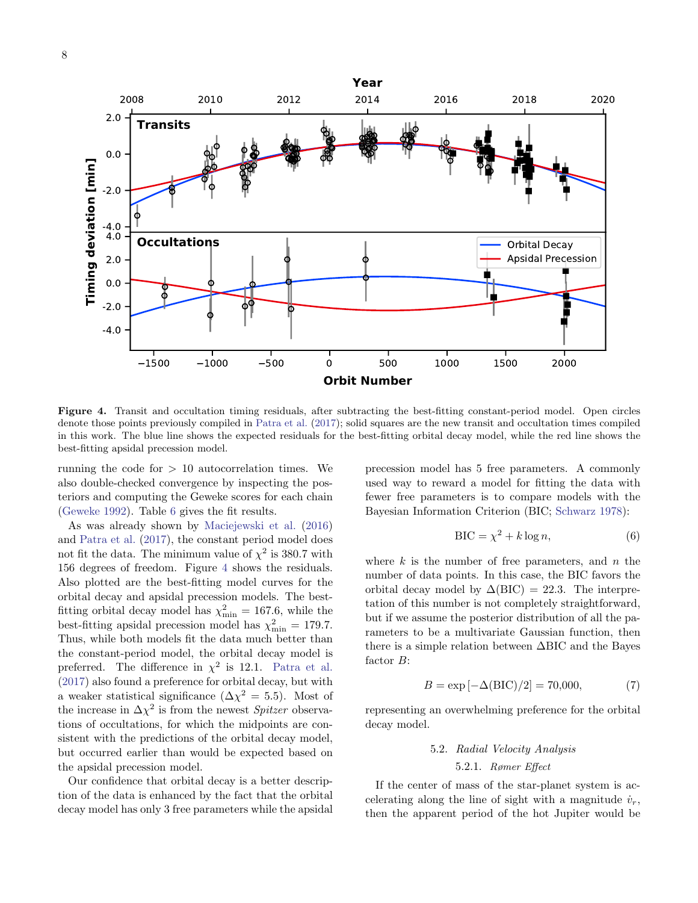**Figure 4.** Transit and occultation timing residuals, after subtracting the best-fitting constant-period model. Open circles denote those points previously compiled in Patra et al. (2017); solid squares are the new transit and occultation times compiled in this work. The blue line shows the expected residuals for the best-fitting orbital decay model, while the red line shows the best-fitting apsidal precession model.

running the code for > 10 autocorrelation times. We also double-checked convergence by inspecting the posteriors and computing the Geweke scores for each chain (Geweke 1992). Table 6 gives the fit results.

As was already shown by Maciejewski et al. (2016) and Patra et al. (2017), the constant period model does not fit the data. The minimum value of $\chi^2$ is 380.7 with 156 degrees of freedom. Figure 4 shows the residuals. Also plotted are the best-fitting model curves for the orbital decay and apsidal precession models. The best-fitting orbital decay model has $\chi^2_{\rm min} = 167.6$, while the best-fitting apsidal precession model has $\chi^2_{\rm min} = 179.7$. Thus, while both models fit the data much better than the constant-period model, the orbital decay model is preferred. The difference in $\chi^2$ is 12.1. Patra et al. (2017) also found a preference for orbital decay, but with a weaker statistical significance ($\Delta\chi^2 = 5.5$). Most of the increase in $\Delta\chi^2$ is from the newest *Spitzer* observations of occultations, for which the midpoints are consistent with the predictions of the orbital decay model, but occurred earlier than would be expected based on the apsidal precession model.

Our confidence that orbital decay is a better description of the data is enhanced by the fact that the orbital decay model has only 3 free parameters while the apsidal precession model has 5 free parameters. A commonly used way to reward a model for fitting the data with fewer free parameters is to compare models with the Bayesian Information Criterion (BIC; Schwarz 1978):

$$\mathrm{BIC} = \chi^2 + k \log n, \tag{6}$$

where $k$ is the number of free parameters, and $n$ the number of data points. In this case, the BIC favors the orbital decay model by $\Delta(\mathrm{BIC}) = 22.3$. The interpretation of this number is not completely straightforward, but if we assume the posterior distribution of all the parameters to be a multivariate Gaussian function, then there is a simple relation between $\Delta$BIC and the Bayes factor $B$:

$$B = \exp\left[-\Delta(\mathrm{BIC})/2\right] = 70{,}000, \tag{7}$$

representing an overwhelming preference for the orbital decay model.

### 5.2. *Radial Velocity Analysis*

#### 5.2.1. *Rømer Effect*

If the center of mass of the star-planet system is accelerating along the line of sight with a magnitude $\dot{v}_r$, then the apparent period of the hot Jupiter would be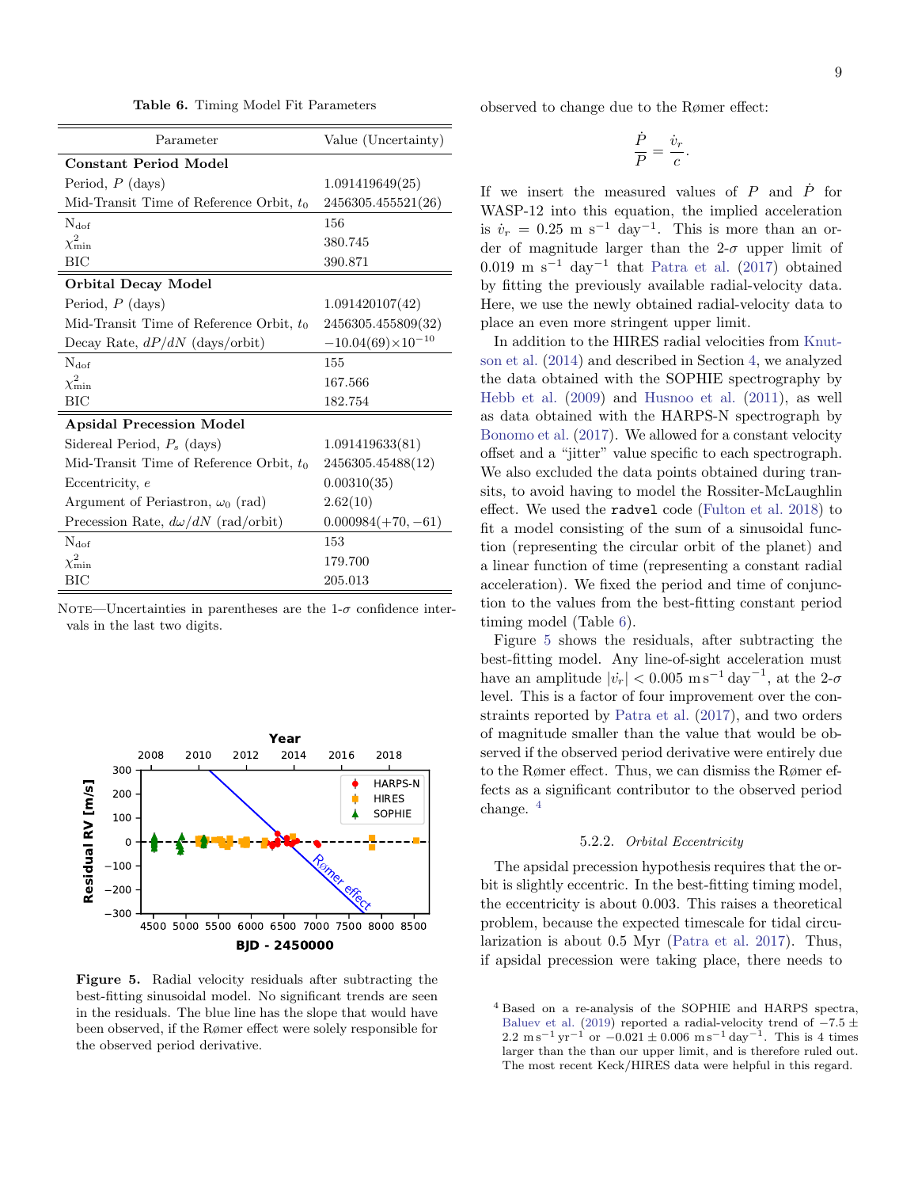**Table 6.** Timing Model Fit Parameters

| Parameter | Value (Uncertainty) |
|---|---|
| **Constant Period Model** | |
| Period, $P$ (days) | 1.091419649(25) |
| Mid-Transit Time of Reference Orbit, $t_0$ | 2456305.455521(26) |
| $N_{dof}$ | 156 |
| $\chi^2_{min}$ | 380.745 |
| BIC | 390.871 |
| **Orbital Decay Model** | |
| Period, $P$ (days) | 1.091420107(42) |
| Mid-Transit Time of Reference Orbit, $t_0$ | 2456305.455809(32) |
| Decay Rate, $dP/dN$ (days/orbit) | $-10.04(69)\times10^{-10}$ |
| $N_{dof}$ | 155 |
| $\chi^2_{min}$ | 167.566 |
| BIC | 182.754 |
| **Apsidal Precession Model** | |
| Sidereal Period, $P_s$ (days) | 1.091419633(81) |
| Mid-Transit Time of Reference Orbit, $t_0$ | 2456305.45488(12) |
| Eccentricity, $e$ | 0.00310(35) |
| Argument of Periastron, $\omega_0$ (rad) | 2.62(10) |
| Precession Rate, $d\omega/dN$ (rad/orbit) | 0.000984(+70, −61) |
| $N_{dof}$ | 153 |
| $\chi^2_{min}$ | 179.700 |
| BIC | 205.013 |

Note—Uncertainties in parentheses are the 1-$\sigma$ confidence intervals in the last two digits.

**Figure 5.** Radial velocity residuals after subtracting the best-fitting sinusoidal model. No significant trends are seen in the residuals. The blue line has the slope that would have been observed, if the Rømer effect were solely responsible for the observed period derivative.

observed to change due to the Rømer effect:

$$\frac{\dot{P}}{P} = \frac{\dot{v}_r}{c}.$$

If we insert the measured values of $P$ and $\dot{P}$ for WASP-12 into this equation, the implied acceleration is $\dot{v}_r = 0.25$ m s$^{-1}$ day$^{-1}$. This is more than an order of magnitude larger than the 2-$\sigma$ upper limit of 0.019 m s$^{-1}$ day$^{-1}$ that Patra et al. (2017) obtained by fitting the previously available radial-velocity data. Here, we use the newly obtained radial-velocity data to place an even more stringent upper limit.

In addition to the HIRES radial velocities from Knutson et al. (2014) and described in Section 4, we analyzed the data obtained with the SOPHIE spectrography by Hebb et al. (2009) and Husnoo et al. (2011), as well as data obtained with the HARPS-N spectrograph by Bonomo et al. (2017). We allowed for a constant velocity offset and a "jitter" value specific to each spectrograph. We also excluded the data points obtained during transits, to avoid having to model the Rossiter-McLaughlin effect. We used the `radvel` code (Fulton et al. 2018) to fit a model consisting of the sum of a sinusoidal function (representing the circular orbit of the planet) and a linear function of time (representing a constant radial acceleration). We fixed the period and time of conjunction to the values from the best-fitting constant period timing model (Table 6).

Figure 5 shows the residuals, after subtracting the best-fitting model. Any line-of-sight acceleration must have an amplitude $|\dot{v}_r| < 0.005$ m s$^{-1}$ day$^{-1}$, at the 2-$\sigma$ level. This is a factor of four improvement over the constraints reported by Patra et al. (2017), and two orders of magnitude smaller than the value that would be observed if the observed period derivative were entirely due to the Rømer effect. Thus, we can dismiss the Rømer effects as a significant contributor to the observed period change.[4]

#### 5.2.2. *Orbital Eccentricity*

The apsidal precession hypothesis requires that the orbit is slightly eccentric. In the best-fitting timing model, the eccentricity is about 0.003. This raises a theoretical problem, because the expected timescale for tidal circularization is about 0.5 Myr (Patra et al. 2017). Thus, if apsidal precession were taking place, there needs to

[4] Based on a re-analysis of the SOPHIE and HARPS spectra, Baluev et al. (2019) reported a radial-velocity trend of $-7.5 \pm 2.2$ m s$^{-1}$ yr$^{-1}$ or $-0.021 \pm 0.006$ m s$^{-1}$ day$^{-1}$. This is 4 times larger than the than our upper limit, and is therefore ruled out. The most recent Keck/HIRES data were helpful in this regard.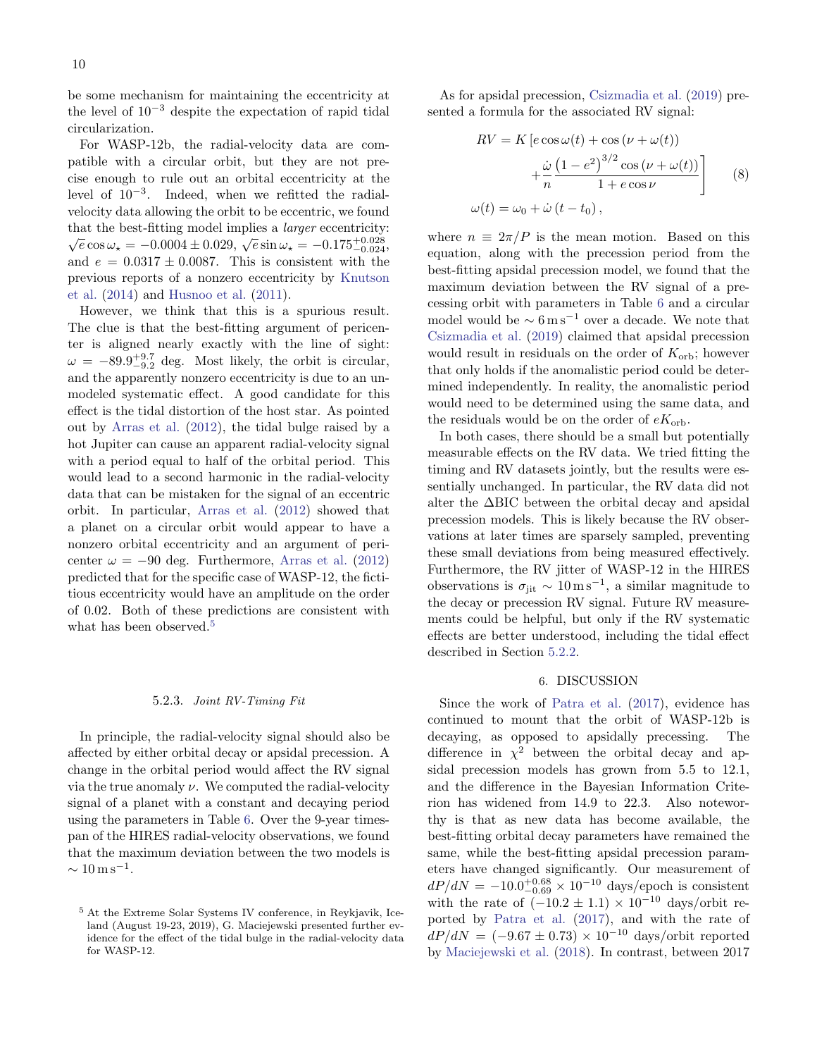be some mechanism for maintaining the eccentricity at the level of $10^{-3}$ despite the expectation of rapid tidal circularization.

For WASP-12b, the radial-velocity data are compatible with a circular orbit, but they are not precise enough to rule out an orbital eccentricity at the level of $10^{-3}$. Indeed, when we refitted the radial-velocity data allowing the orbit to be eccentric, we found that the best-fitting model implies a *larger* eccentricity: $\sqrt{e}\cos\omega_\star = -0.0004 \pm 0.029$, $\sqrt{e}\sin\omega_\star = -0.175^{+0.028}_{-0.024}$, and $e = 0.0317 \pm 0.0087$. This is consistent with the previous reports of a nonzero eccentricity by Knutson et al. (2014) and Husnoo et al. (2011).

However, we think that this is a spurious result. The clue is that the best-fitting argument of pericenter is aligned nearly exactly with the line of sight: $\omega = -89.9^{+9.7}_{-9.2}$ deg. Most likely, the orbit is circular, and the apparently nonzero eccentricity is due to an unmodeled systematic effect. A good candidate for this effect is the tidal distortion of the host star. As pointed out by Arras et al. (2012), the tidal bulge raised by a hot Jupiter can cause an apparent radial-velocity signal with a period equal to half of the orbital period. This would lead to a second harmonic in the radial-velocity data that can be mistaken for the signal of an eccentric orbit. In particular, Arras et al. (2012) showed that a planet on a circular orbit would appear to have a nonzero orbital eccentricity and an argument of pericenter $\omega = -90$ deg. Furthermore, Arras et al. (2012) predicted that for the specific case of WASP-12, the fictitious eccentricity would have an amplitude on the order of 0.02. Both of these predictions are consistent with what has been observed.[5]

#### 5.2.3. *Joint RV-Timing Fit*

In principle, the radial-velocity signal should also be affected by either orbital decay or apsidal precession. A change in the orbital period would affect the RV signal via the true anomaly $\nu$. We computed the radial-velocity signal of a planet with a constant and decaying period using the parameters in Table 6. Over the 9-year timespan of the HIRES radial-velocity observations, we found that the maximum deviation between the two models is $\sim 10\,\mathrm{m\,s^{-1}}$.

As for apsidal precession, Csizmadia et al. (2019) presented a formula for the associated RV signal:

$$
\begin{aligned}
RV = K\bigg[e\cos\omega(t) + \cos\left(\nu + \omega(t)\right) \\
+ \frac{\dot{\omega}}{n}\frac{\left(1-e^2\right)^{3/2}\cos\left(\nu+\omega(t)\right)}{1+e\cos\nu}\bigg] \\
\omega(t) = \omega_0 + \dot{\omega}\left(t - t_0\right),
\end{aligned}
\tag{8}
$$

where $n \equiv 2\pi/P$ is the mean motion. Based on this equation, along with the precession period from the best-fitting apsidal precession model, we found that the maximum deviation between the RV signal of a precessing orbit with parameters in Table 6 and a circular model would be $\sim 6\,\mathrm{m\,s^{-1}}$ over a decade. We note that Csizmadia et al. (2019) claimed that apsidal precession would result in residuals on the order of $K_{\mathrm{orb}}$; however that only holds if the anomalistic period could be determined independently. In reality, the anomalistic period would need to be determined using the same data, and the residuals would be on the order of $eK_{\mathrm{orb}}$.

In both cases, there should be a small but potentially measurable effects on the RV data. We tried fitting the timing and RV datasets jointly, but the results were essentially unchanged. In particular, the RV data did not alter the $\Delta$BIC between the orbital decay and apsidal precession models. This is likely because the RV observations at later times are sparsely sampled, preventing these small deviations from being measured effectively. Furthermore, the RV jitter of WASP-12 in the HIRES observations is $\sigma_{\mathrm{jit}} \sim 10\,\mathrm{m\,s^{-1}}$, a similar magnitude to the decay or precession RV signal. Future RV measurements could be helpful, but only if the RV systematic effects are better understood, including the tidal effect described in Section 5.2.2.

## 6. DISCUSSION

Since the work of Patra et al. (2017), evidence has continued to mount that the orbit of WASP-12b is decaying, as opposed to apsidally precessing. The difference in $\chi^2$ between the orbital decay and apsidal precession models has grown from 5.5 to 12.1, and the difference in the Bayesian Information Criterion has widened from 14.9 to 22.3. Also noteworthy is that as new data has become available, the best-fitting orbital decay parameters have remained the same, while the best-fitting apsidal precession parameters have changed significantly. Our measurement of $dP/dN = -10.0^{+0.68}_{-0.69} \times 10^{-10}$ days/epoch is consistent with the rate of $(-10.2 \pm 1.1) \times 10^{-10}$ days/orbit reported by Patra et al. (2017), and with the rate of $dP/dN = (-9.67 \pm 0.73) \times 10^{-10}$ days/orbit reported by Maciejewski et al. (2018). In contrast, between 2017

[5] At the Extreme Solar Systems IV conference, in Reykjavik, Iceland (August 19-23, 2019), G. Maciejewski presented further evidence for the effect of the tidal bulge in the radial-velocity data for WASP-12.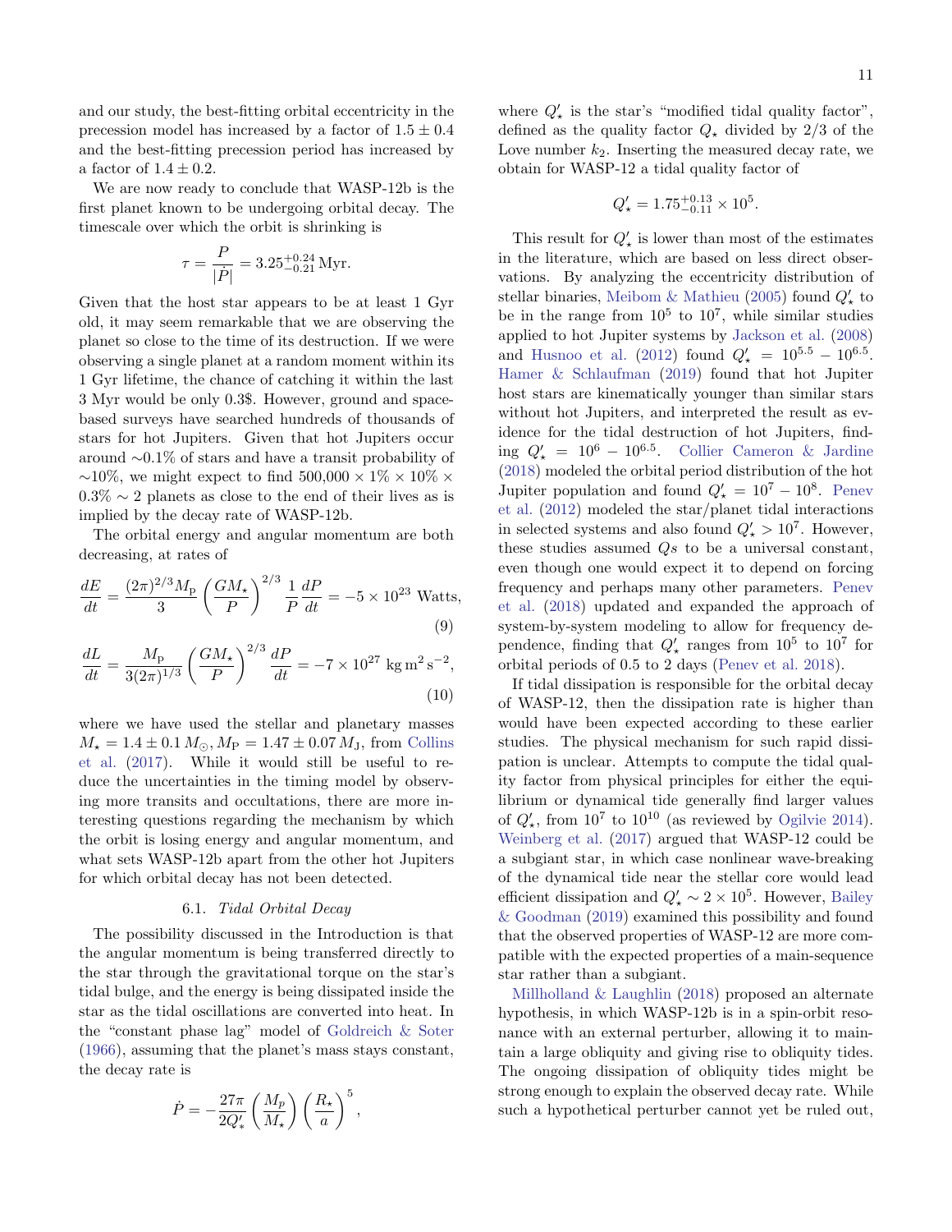and our study, the best-fitting orbital eccentricity in the precession model has increased by a factor of $1.5 \pm 0.4$ and the best-fitting precession period has increased by a factor of $1.4 \pm 0.2$.

We are now ready to conclude that WASP-12b is the first planet known to be undergoing orbital decay. The timescale over which the orbit is shrinking is

$$\tau = \frac{P}{|\dot{P}|} = 3.25^{+0.24}_{-0.21}\,\mathrm{Myr}.$$

Given that the host star appears to be at least 1 Gyr old, it may seem remarkable that we are observing the planet so close to the time of its destruction. If we were observing a single planet at a random moment within its 1 Gyr lifetime, the chance of catching it within the last 3 Myr would be only 0.3$. However, ground and space-based surveys have searched hundreds of thousands of stars for hot Jupiters. Given that hot Jupiters occur around $\sim$0.1% of stars and have a transit probability of $\sim$10%, we might expect to find $500{,}000 \times 1\% \times 10\% \times 0.3\% \sim 2$ planets as close to the end of their lives as is implied by the decay rate of WASP-12b.

The orbital energy and angular momentum are both decreasing, at rates of

$$\frac{dE}{dt} = \frac{(2\pi)^{2/3}M_{\mathrm{p}}}{3}\left(\frac{GM_{\star}}{P}\right)^{2/3}\frac{1}{P}\frac{dP}{dt} = -5\times10^{23}\ \mathrm{Watts}, \tag{9}$$

$$\frac{dL}{dt} = \frac{M_{\mathrm{p}}}{3(2\pi)^{1/3}}\left(\frac{GM_{\star}}{P}\right)^{2/3}\frac{dP}{dt} = -7\times10^{27}\ \mathrm{kg\,m^2\,s^{-2}}, \tag{10}$$

where we have used the stellar and planetary masses $M_{\star} = 1.4 \pm 0.1\,M_{\odot}, M_{\mathrm{P}} = 1.47 \pm 0.07\,M_{\mathrm{J}}$, from Collins et al. (2017). While it would still be useful to reduce the uncertainties in the timing model by observing more transits and occultations, there are more interesting questions regarding the mechanism by which the orbit is losing energy and angular momentum, and what sets WASP-12b apart from the other hot Jupiters for which orbital decay has not been detected.

### 6.1. *Tidal Orbital Decay*

The possibility discussed in the Introduction is that the angular momentum is being transferred directly to the star through the gravitational torque on the star's tidal bulge, and the energy is being dissipated inside the star as the tidal oscillations are converted into heat. In the "constant phase lag" model of Goldreich & Soter (1966), assuming that the planet's mass stays constant, the decay rate is

$$\dot{P} = -\frac{27\pi}{2Q'_{*}}\left(\frac{M_p}{M_{\star}}\right)\left(\frac{R_{\star}}{a}\right)^5,$$

where $Q'_{\star}$ is the star's "modified tidal quality factor", defined as the quality factor $Q_{\star}$ divided by 2/3 of the Love number $k_2$. Inserting the measured decay rate, we obtain for WASP-12 a tidal quality factor of

$$Q'_{\star} = 1.75^{+0.13}_{-0.11}\times10^5.$$

This result for $Q'_{\star}$ is lower than most of the estimates in the literature, which are based on less direct observations. By analyzing the eccentricity distribution of stellar binaries, Meibom & Mathieu (2005) found $Q'_{\star}$ to be in the range from $10^5$ to $10^7$, while similar studies applied to hot Jupiter systems by Jackson et al. (2008) and Husnoo et al. (2012) found $Q'_{\star} = 10^{5.5} - 10^{6.5}$. Hamer & Schlaufman (2019) found that hot Jupiter host stars are kinematically younger than similar stars without hot Jupiters, and interpreted the result as evidence for the tidal destruction of hot Jupiters, finding $Q'_{\star} = 10^6 - 10^{6.5}$. Collier Cameron & Jardine (2018) modeled the orbital period distribution of the hot Jupiter population and found $Q'_{\star} = 10^7 - 10^8$. Penev et al. (2012) modeled the star/planet tidal interactions in selected systems and also found $Q'_{\star} > 10^7$. However, these studies assumed $Q$s to be a universal constant, even though one would expect it to depend on forcing frequency and perhaps many other parameters. Penev et al. (2018) updated and expanded the approach of system-by-system modeling to allow for frequency dependence, finding that $Q'_{\star}$ ranges from $10^5$ to $10^7$ for orbital periods of 0.5 to 2 days (Penev et al. 2018).

If tidal dissipation is responsible for the orbital decay of WASP-12, then the dissipation rate is higher than would have been expected according to these earlier studies. The physical mechanism for such rapid dissipation is unclear. Attempts to compute the tidal quality factor from physical principles for either the equilibrium or dynamical tide generally find larger values of $Q'_{\star}$, from $10^7$ to $10^{10}$ (as reviewed by Ogilvie 2014). Weinberg et al. (2017) argued that WASP-12 could be a subgiant star, in which case nonlinear wave-breaking of the dynamical tide near the stellar core would lead efficient dissipation and $Q'_{\star} \sim 2\times10^5$. However, Bailey & Goodman (2019) examined this possibility and found that the observed properties of WASP-12 are more compatible with the expected properties of a main-sequence star rather than a subgiant.

Millholland & Laughlin (2018) proposed an alternate hypothesis, in which WASP-12b is in a spin-orbit resonance with an external perturber, allowing it to maintain a large obliquity and giving rise to obliquity tides. The ongoing dissipation of obliquity tides might be strong enough to explain the observed decay rate. While such a hypothetical perturber cannot yet be ruled out,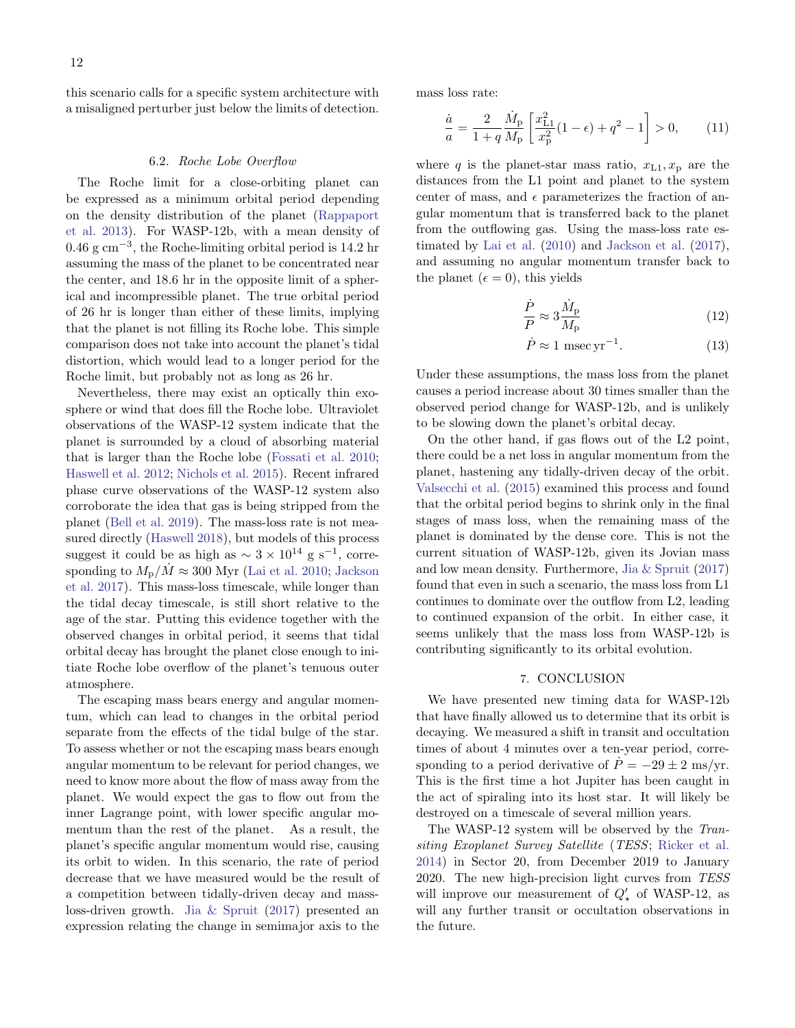this scenario calls for a specific system architecture with a misaligned perturber just below the limits of detection.

### 6.2. *Roche Lobe Overflow*

The Roche limit for a close-orbiting planet can be expressed as a minimum orbital period depending on the density distribution of the planet (Rappaport et al. 2013). For WASP-12b, with a mean density of 0.46 g cm$^{-3}$, the Roche-limiting orbital period is 14.2 hr assuming the mass of the planet to be concentrated near the center, and 18.6 hr in the opposite limit of a spherical and incompressible planet. The true orbital period of 26 hr is longer than either of these limits, implying that the planet is not filling its Roche lobe. This simple comparison does not take into account the planet's tidal distortion, which would lead to a longer period for the Roche limit, but probably not as long as 26 hr.

Nevertheless, there may exist an optically thin exosphere or wind that does fill the Roche lobe. Ultraviolet observations of the WASP-12 system indicate that the planet is surrounded by a cloud of absorbing material that is larger than the Roche lobe (Fossati et al. 2010; Haswell et al. 2012; Nichols et al. 2015). Recent infrared phase curve observations of the WASP-12 system also corroborate the idea that gas is being stripped from the planet (Bell et al. 2019). The mass-loss rate is not measured directly (Haswell 2018), but models of this process suggest it could be as high as $\sim 3 \times 10^{14}$ g s$^{-1}$, corresponding to $M_{\rm p}/\dot{M} \approx 300$ Myr (Lai et al. 2010; Jackson et al. 2017). This mass-loss timescale, while longer than the tidal decay timescale, is still short relative to the age of the star. Putting this evidence together with the observed changes in orbital period, it seems that tidal orbital decay has brought the planet close enough to initiate Roche lobe overflow of the planet's tenuous outer atmosphere.

The escaping mass bears energy and angular momentum, which can lead to changes in the orbital period separate from the effects of the tidal bulge of the star. To assess whether or not the escaping mass bears enough angular momentum to be relevant for period changes, we need to know more about the flow of mass away from the planet. We would expect the gas to flow out from the inner Lagrange point, with lower specific angular momentum than the rest of the planet. As a result, the planet's specific angular momentum would rise, causing its orbit to widen. In this scenario, the rate of period decrease that we have measured would be the result of a competition between tidally-driven decay and mass-loss-driven growth. Jia & Spruit (2017) presented an expression relating the change in semimajor axis to the mass loss rate:

$$\frac{\dot{a}}{a} = \frac{2}{1+q}\frac{\dot{M}_{\rm p}}{M_{\rm p}}\left[\frac{x_{\rm L1}^2}{x_{\rm p}^2}(1-\epsilon) + q^2 - 1\right] > 0, \tag{11}$$

where $q$ is the planet-star mass ratio, $x_{\rm L1}, x_{\rm p}$ are the distances from the L1 point and planet to the system center of mass, and $\epsilon$ parameterizes the fraction of angular momentum that is transferred back to the planet from the outflowing gas. Using the mass-loss rate estimated by Lai et al. (2010) and Jackson et al. (2017), and assuming no angular momentum transfer back to the planet ($\epsilon = 0$), this yields

$$\frac{\dot{P}}{P} \approx 3\frac{\dot{M}_{\rm p}}{M_{\rm p}} \tag{12}$$

$$\dot{P} \approx 1 \text{ msec yr}^{-1}. \tag{13}$$

Under these assumptions, the mass loss from the planet causes a period increase about 30 times smaller than the observed period change for WASP-12b, and is unlikely to be slowing down the planet's orbital decay.

On the other hand, if gas flows out of the L2 point, there could be a net loss in angular momentum from the planet, hastening any tidally-driven decay of the orbit. Valsecchi et al. (2015) examined this process and found that the orbital period begins to shrink only in the final stages of mass loss, when the remaining mass of the planet is dominated by the dense core. This is not the current situation of WASP-12b, given its Jovian mass and low mean density. Furthermore, Jia & Spruit (2017) found that even in such a scenario, the mass loss from L1 continues to dominate over the outflow from L2, leading to continued expansion of the orbit. In either case, it seems unlikely that the mass loss from WASP-12b is contributing significantly to its orbital evolution.

## 7. CONCLUSION

We have presented new timing data for WASP-12b that have finally allowed us to determine that its orbit is decaying. We measured a shift in transit and occultation times of about 4 minutes over a ten-year period, corresponding to a period derivative of $\dot{P} = -29 \pm 2$ ms/yr. This is the first time a hot Jupiter has been caught in the act of spiraling into its host star. It will likely be destroyed on a timescale of several million years.

The WASP-12 system will be observed by the *Transiting Exoplanet Survey Satellite* (*TESS*; Ricker et al. 2014) in Sector 20, from December 2019 to January 2020. The new high-precision light curves from *TESS* will improve our measurement of $Q'_\star$ of WASP-12, as will any further transit or occultation observations in the future.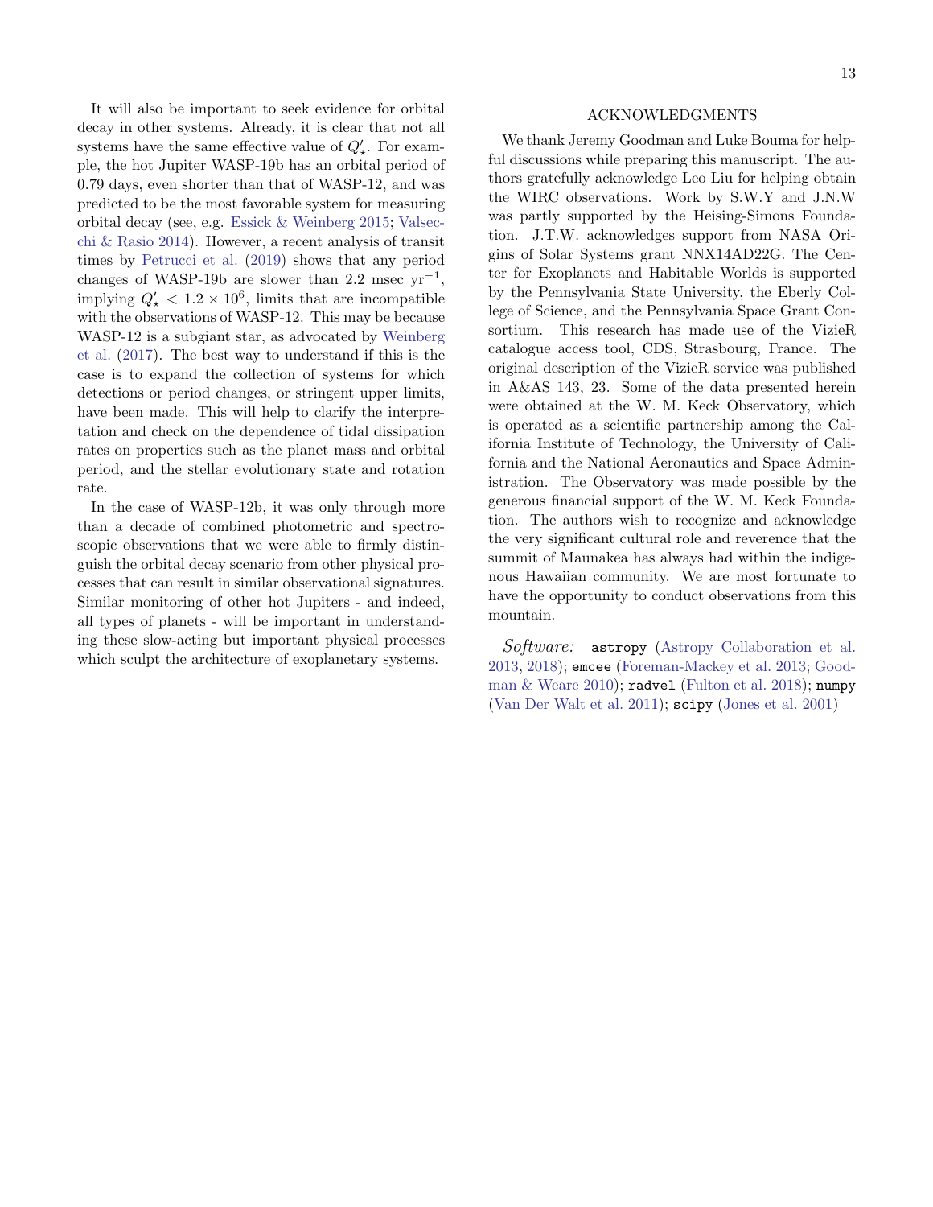It will also be important to seek evidence for orbital decay in other systems. Already, it is clear that not all systems have the same effective value of $Q'_\star$. For example, the hot Jupiter WASP-19b has an orbital period of 0.79 days, even shorter than that of WASP-12, and was predicted to be the most favorable system for measuring orbital decay (see, e.g. Essick & Weinberg 2015; Valsecchi & Rasio 2014). However, a recent analysis of transit times by Petrucci et al. (2019) shows that any period changes of WASP-19b are slower than 2.2 msec yr$^{-1}$, implying $Q'_\star < 1.2 \times 10^6$, limits that are incompatible with the observations of WASP-12. This may be because WASP-12 is a subgiant star, as advocated by Weinberg et al. (2017). The best way to understand if this is the case is to expand the collection of systems for which detections or period changes, or stringent upper limits, have been made. This will help to clarify the interpretation and check on the dependence of tidal dissipation rates on properties such as the planet mass and orbital period, and the stellar evolutionary state and rotation rate.

In the case of WASP-12b, it was only through more than a decade of combined photometric and spectroscopic observations that we were able to firmly distinguish the orbital decay scenario from other physical processes that can result in similar observational signatures. Similar monitoring of other hot Jupiters - and indeed, all types of planets - will be important in understanding these slow-acting but important physical processes which sculpt the architecture of exoplanetary systems.

## ACKNOWLEDGMENTS

We thank Jeremy Goodman and Luke Bouma for helpful discussions while preparing this manuscript. The authors gratefully acknowledge Leo Liu for helping obtain the WIRC observations. Work by S.W.Y and J.N.W was partly supported by the Heising-Simons Foundation. J.T.W. acknowledges support from NASA Origins of Solar Systems grant NNX14AD22G. The Center for Exoplanets and Habitable Worlds is supported by the Pennsylvania State University, the Eberly College of Science, and the Pennsylvania Space Grant Consortium. This research has made use of the VizieR catalogue access tool, CDS, Strasbourg, France. The original description of the VizieR service was published in A&AS 143, 23. Some of the data presented herein were obtained at the W. M. Keck Observatory, which is operated as a scientific partnership among the California Institute of Technology, the University of California and the National Aeronautics and Space Administration. The Observatory was made possible by the generous financial support of the W. M. Keck Foundation. The authors wish to recognize and acknowledge the very significant cultural role and reverence that the summit of Maunakea has always had within the indigenous Hawaiian community. We are most fortunate to have the opportunity to conduct observations from this mountain.

*Software:* `astropy` (Astropy Collaboration et al. 2013, 2018); `emcee` (Foreman-Mackey et al. 2013; Goodman & Weare 2010); `radvel` (Fulton et al. 2018); `numpy` (Van Der Walt et al. 2011); `scipy` (Jones et al. 2001)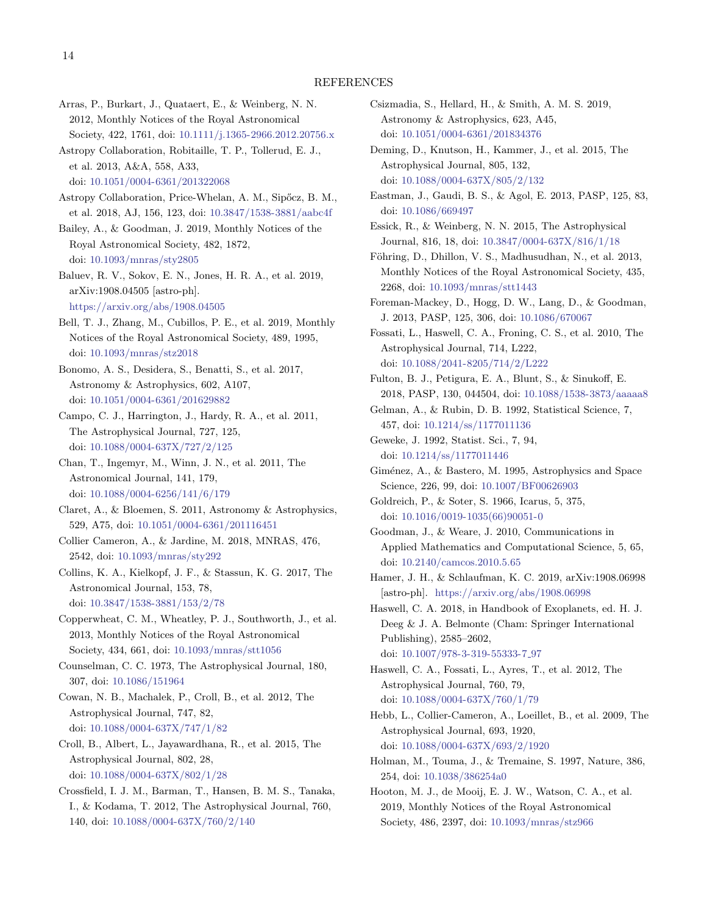## REFERENCES

Arras, P., Burkart, J., Quataert, E., & Weinberg, N. N. 2012, Monthly Notices of the Royal Astronomical Society, 422, 1761, doi: 10.1111/j.1365-2966.2012.20756.x

Astropy Collaboration, Robitaille, T. P., Tollerud, E. J., et al. 2013, A&A, 558, A33, doi: 10.1051/0004-6361/201322068

Astropy Collaboration, Price-Whelan, A. M., Sipőcz, B. M., et al. 2018, AJ, 156, 123, doi: 10.3847/1538-3881/aabc4f

Bailey, A., & Goodman, J. 2019, Monthly Notices of the Royal Astronomical Society, 482, 1872, doi: 10.1093/mnras/sty2805

Baluev, R. V., Sokov, E. N., Jones, H. R. A., et al. 2019, arXiv:1908.04505 [astro-ph]. https://arxiv.org/abs/1908.04505

Bell, T. J., Zhang, M., Cubillos, P. E., et al. 2019, Monthly Notices of the Royal Astronomical Society, 489, 1995, doi: 10.1093/mnras/stz2018

Bonomo, A. S., Desidera, S., Benatti, S., et al. 2017, Astronomy & Astrophysics, 602, A107, doi: 10.1051/0004-6361/201629882

Campo, C. J., Harrington, J., Hardy, R. A., et al. 2011, The Astrophysical Journal, 727, 125, doi: 10.1088/0004-637X/727/2/125

Chan, T., Ingemyr, M., Winn, J. N., et al. 2011, The Astronomical Journal, 141, 179, doi: 10.1088/0004-6256/141/6/179

Claret, A., & Bloemen, S. 2011, Astronomy & Astrophysics, 529, A75, doi: 10.1051/0004-6361/201116451

Collier Cameron, A., & Jardine, M. 2018, MNRAS, 476, 2542, doi: 10.1093/mnras/sty292

Collins, K. A., Kielkopf, J. F., & Stassun, K. G. 2017, The Astronomical Journal, 153, 78, doi: 10.3847/1538-3881/153/2/78

Copperwheat, C. M., Wheatley, P. J., Southworth, J., et al. 2013, Monthly Notices of the Royal Astronomical Society, 434, 661, doi: 10.1093/mnras/stt1056

Counselman, C. C. 1973, The Astrophysical Journal, 180, 307, doi: 10.1086/151964

Cowan, N. B., Machalek, P., Croll, B., et al. 2012, The Astrophysical Journal, 747, 82, doi: 10.1088/0004-637X/747/1/82

Croll, B., Albert, L., Jayawardhana, R., et al. 2015, The Astrophysical Journal, 802, 28, doi: 10.1088/0004-637X/802/1/28

Crossfield, I. J. M., Barman, T., Hansen, B. M. S., Tanaka, I., & Kodama, T. 2012, The Astrophysical Journal, 760, 140, doi: 10.1088/0004-637X/760/2/140

Csizmadia, S., Hellard, H., & Smith, A. M. S. 2019, Astronomy & Astrophysics, 623, A45, doi: 10.1051/0004-6361/201834376

Deming, D., Knutson, H., Kammer, J., et al. 2015, The Astrophysical Journal, 805, 132, doi: 10.1088/0004-637X/805/2/132

Eastman, J., Gaudi, B. S., & Agol, E. 2013, PASP, 125, 83, doi: 10.1086/669497

Essick, R., & Weinberg, N. N. 2015, The Astrophysical Journal, 816, 18, doi: 10.3847/0004-637X/816/1/18

Föhring, D., Dhillon, V. S., Madhusudhan, N., et al. 2013, Monthly Notices of the Royal Astronomical Society, 435, 2268, doi: 10.1093/mnras/stt1443

Foreman-Mackey, D., Hogg, D. W., Lang, D., & Goodman, J. 2013, PASP, 125, 306, doi: 10.1086/670067

Fossati, L., Haswell, C. A., Froning, C. S., et al. 2010, The Astrophysical Journal, 714, L222, doi: 10.1088/2041-8205/714/2/L222

Fulton, B. J., Petigura, E. A., Blunt, S., & Sinukoff, E. 2018, PASP, 130, 044504, doi: 10.1088/1538-3873/aaaaa8

Gelman, A., & Rubin, D. B. 1992, Statistical Science, 7, 457, doi: 10.1214/ss/1177011136

Geweke, J. 1992, Statist. Sci., 7, 94, doi: 10.1214/ss/1177011446

Giménez, A., & Bastero, M. 1995, Astrophysics and Space Science, 226, 99, doi: 10.1007/BF00626903

Goldreich, P., & Soter, S. 1966, Icarus, 5, 375, doi: 10.1016/0019-1035(66)90051-0

Goodman, J., & Weare, J. 2010, Communications in Applied Mathematics and Computational Science, 5, 65, doi: 10.2140/camcos.2010.5.65

Hamer, J. H., & Schlaufman, K. C. 2019, arXiv:1908.06998 [astro-ph]. https://arxiv.org/abs/1908.06998

Haswell, C. A. 2018, in Handbook of Exoplanets, ed. H. J. Deeg & J. A. Belmonte (Cham: Springer International Publishing), 2585–2602, doi: 10.1007/978-3-319-55333-7_97

Haswell, C. A., Fossati, L., Ayres, T., et al. 2012, The Astrophysical Journal, 760, 79, doi: 10.1088/0004-637X/760/1/79

Hebb, L., Collier-Cameron, A., Loeillet, B., et al. 2009, The Astrophysical Journal, 693, 1920, doi: 10.1088/0004-637X/693/2/1920

Holman, M., Touma, J., & Tremaine, S. 1997, Nature, 386, 254, doi: 10.1038/386254a0

Hooton, M. J., de Mooij, E. J. W., Watson, C. A., et al. 2019, Monthly Notices of the Royal Astronomical Society, 486, 2397, doi: 10.1093/mnras/stz966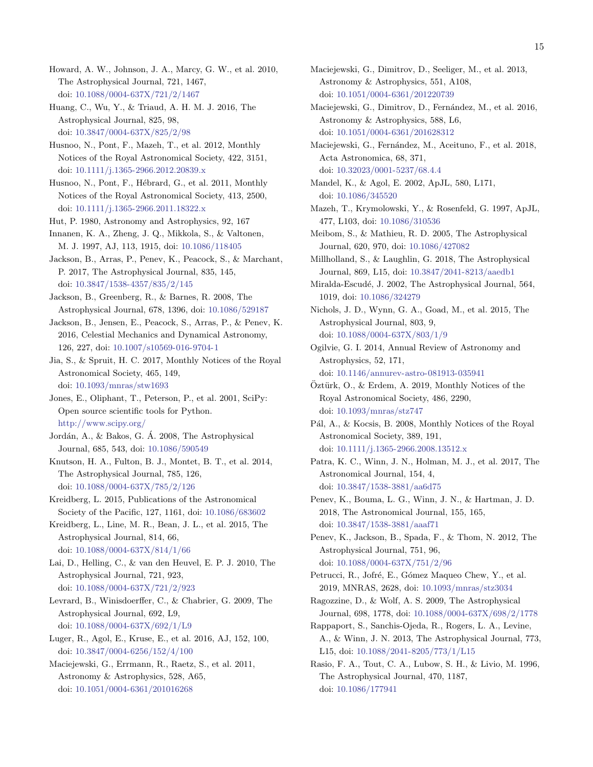Howard, A. W., Johnson, J. A., Marcy, G. W., et al. 2010, The Astrophysical Journal, 721, 1467, doi: 10.1088/0004-637X/721/2/1467

Huang, C., Wu, Y., & Triaud, A. H. M. J. 2016, The Astrophysical Journal, 825, 98, doi: 10.3847/0004-637X/825/2/98

Husnoo, N., Pont, F., Mazeh, T., et al. 2012, Monthly Notices of the Royal Astronomical Society, 422, 3151, doi: 10.1111/j.1365-2966.2012.20839.x

Husnoo, N., Pont, F., Hébrard, G., et al. 2011, Monthly Notices of the Royal Astronomical Society, 413, 2500, doi: 10.1111/j.1365-2966.2011.18322.x

Hut, P. 1980, Astronomy and Astrophysics, 92, 167

Innanen, K. A., Zheng, J. Q., Mikkola, S., & Valtonen, M. J. 1997, AJ, 113, 1915, doi: 10.1086/118405

Jackson, B., Arras, P., Penev, K., Peacock, S., & Marchant, P. 2017, The Astrophysical Journal, 835, 145, doi: 10.3847/1538-4357/835/2/145

Jackson, B., Greenberg, R., & Barnes, R. 2008, The Astrophysical Journal, 678, 1396, doi: 10.1086/529187

Jackson, B., Jensen, E., Peacock, S., Arras, P., & Penev, K. 2016, Celestial Mechanics and Dynamical Astronomy, 126, 227, doi: 10.1007/s10569-016-9704-1

Jia, S., & Spruit, H. C. 2017, Monthly Notices of the Royal Astronomical Society, 465, 149, doi: 10.1093/mnras/stw1693

Jones, E., Oliphant, T., Peterson, P., et al. 2001, SciPy: Open source scientific tools for Python. http://www.scipy.org/

Jordán, A., & Bakos, G. Á. 2008, The Astrophysical Journal, 685, 543, doi: 10.1086/590549

Knutson, H. A., Fulton, B. J., Montet, B. T., et al. 2014, The Astrophysical Journal, 785, 126, doi: 10.1088/0004-637X/785/2/126

Kreidberg, L. 2015, Publications of the Astronomical Society of the Pacific, 127, 1161, doi: 10.1086/683602

Kreidberg, L., Line, M. R., Bean, J. L., et al. 2015, The Astrophysical Journal, 814, 66, doi: 10.1088/0004-637X/814/1/66

Lai, D., Helling, C., & van den Heuvel, E. P. J. 2010, The Astrophysical Journal, 721, 923, doi: 10.1088/0004-637X/721/2/923

Levrard, B., Winisdoerffer, C., & Chabrier, G. 2009, The Astrophysical Journal, 692, L9, doi: 10.1088/0004-637X/692/1/L9

Luger, R., Agol, E., Kruse, E., et al. 2016, AJ, 152, 100, doi: 10.3847/0004-6256/152/4/100

Maciejewski, G., Errmann, R., Raetz, S., et al. 2011, Astronomy & Astrophysics, 528, A65, doi: 10.1051/0004-6361/201016268

Maciejewski, G., Dimitrov, D., Seeliger, M., et al. 2013, Astronomy & Astrophysics, 551, A108, doi: 10.1051/0004-6361/201220739

Maciejewski, G., Dimitrov, D., Fernández, M., et al. 2016, Astronomy & Astrophysics, 588, L6, doi: 10.1051/0004-6361/201628312

Maciejewski, G., Fernández, M., Aceituno, F., et al. 2018, Acta Astronomica, 68, 371, doi: 10.32023/0001-5237/68.4.4

Mandel, K., & Agol, E. 2002, ApJL, 580, L171, doi: 10.1086/345520

Mazeh, T., Krymolowski, Y., & Rosenfeld, G. 1997, ApJL, 477, L103, doi: 10.1086/310536

Meibom, S., & Mathieu, R. D. 2005, The Astrophysical Journal, 620, 970, doi: 10.1086/427082

Millholland, S., & Laughlin, G. 2018, The Astrophysical Journal, 869, L15, doi: 10.3847/2041-8213/aaedb1

Miralda-Escudé, J. 2002, The Astrophysical Journal, 564, 1019, doi: 10.1086/324279

Nichols, J. D., Wynn, G. A., Goad, M., et al. 2015, The Astrophysical Journal, 803, 9, doi: 10.1088/0004-637X/803/1/9

Ogilvie, G. I. 2014, Annual Review of Astronomy and Astrophysics, 52, 171, doi: 10.1146/annurev-astro-081913-035941

Öztürk, O., & Erdem, A. 2019, Monthly Notices of the Royal Astronomical Society, 486, 2290, doi: 10.1093/mnras/stz747

Pál, A., & Kocsis, B. 2008, Monthly Notices of the Royal Astronomical Society, 389, 191, doi: 10.1111/j.1365-2966.2008.13512.x

Patra, K. C., Winn, J. N., Holman, M. J., et al. 2017, The Astronomical Journal, 154, 4, doi: 10.3847/1538-3881/aa6d75

Penev, K., Bouma, L. G., Winn, J. N., & Hartman, J. D. 2018, The Astronomical Journal, 155, 165, doi: 10.3847/1538-3881/aaaf71

Penev, K., Jackson, B., Spada, F., & Thom, N. 2012, The Astrophysical Journal, 751, 96, doi: 10.1088/0004-637X/751/2/96

Petrucci, R., Jofré, E., Gómez Maqueo Chew, Y., et al. 2019, MNRAS, 2628, doi: 10.1093/mnras/stz3034

Ragozzine, D., & Wolf, A. S. 2009, The Astrophysical Journal, 698, 1778, doi: 10.1088/0004-637X/698/2/1778

Rappaport, S., Sanchis-Ojeda, R., Rogers, L. A., Levine, A., & Winn, J. N. 2013, The Astrophysical Journal, 773, L15, doi: 10.1088/2041-8205/773/1/L15

Rasio, F. A., Tout, C. A., Lubow, S. H., & Livio, M. 1996, The Astrophysical Journal, 470, 1187, doi: 10.1086/177941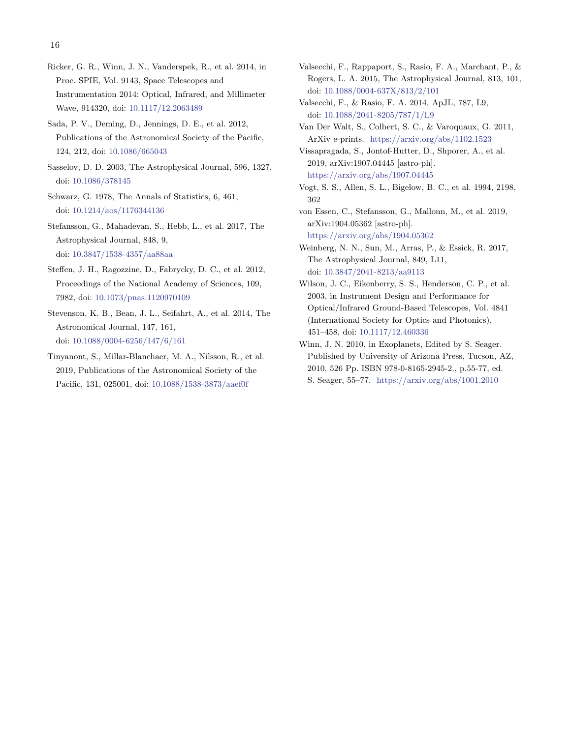Ricker, G. R., Winn, J. N., Vanderspek, R., et al. 2014, in Proc. SPIE, Vol. 9143, Space Telescopes and Instrumentation 2014: Optical, Infrared, and Millimeter Wave, 914320, doi: 10.1117/12.2063489

Sada, P. V., Deming, D., Jennings, D. E., et al. 2012, Publications of the Astronomical Society of the Pacific, 124, 212, doi: 10.1086/665043

Sasselov, D. D. 2003, The Astrophysical Journal, 596, 1327, doi: 10.1086/378145

Schwarz, G. 1978, The Annals of Statistics, 6, 461, doi: 10.1214/aos/1176344136

Stefansson, G., Mahadevan, S., Hebb, L., et al. 2017, The Astrophysical Journal, 848, 9, doi: 10.3847/1538-4357/aa88aa

Steffen, J. H., Ragozzine, D., Fabrycky, D. C., et al. 2012, Proceedings of the National Academy of Sciences, 109, 7982, doi: 10.1073/pnas.1120970109

Stevenson, K. B., Bean, J. L., Seifahrt, A., et al. 2014, The Astronomical Journal, 147, 161, doi: 10.1088/0004-6256/147/6/161

Tinyanont, S., Millar-Blanchaer, M. A., Nilsson, R., et al. 2019, Publications of the Astronomical Society of the Pacific, 131, 025001, doi: 10.1088/1538-3873/aaef0f

Valsecchi, F., Rappaport, S., Rasio, F. A., Marchant, P., & Rogers, L. A. 2015, The Astrophysical Journal, 813, 101, doi: 10.1088/0004-637X/813/2/101

Valsecchi, F., & Rasio, F. A. 2014, ApJL, 787, L9, doi: 10.1088/2041-8205/787/1/L9

Van Der Walt, S., Colbert, S. C., & Varoquaux, G. 2011, ArXiv e-prints. https://arxiv.org/abs/1102.1523

Vissapragada, S., Jontof-Hutter, D., Shporer, A., et al. 2019, arXiv:1907.04445 [astro-ph]. https://arxiv.org/abs/1907.04445

Vogt, S. S., Allen, S. L., Bigelow, B. C., et al. 1994, 2198, 362

von Essen, C., Stefansson, G., Mallonn, M., et al. 2019, arXiv:1904.05362 [astro-ph]. https://arxiv.org/abs/1904.05362

Weinberg, N. N., Sun, M., Arras, P., & Essick, R. 2017, The Astrophysical Journal, 849, L11, doi: 10.3847/2041-8213/aa9113

Wilson, J. C., Eikenberry, S. S., Henderson, C. P., et al. 2003, in Instrument Design and Performance for Optical/Infrared Ground-Based Telescopes, Vol. 4841 (International Society for Optics and Photonics), 451–458, doi: 10.1117/12.460336

Winn, J. N. 2010, in Exoplanets, Edited by S. Seager. Published by University of Arizona Press, Tucson, AZ, 2010, 526 Pp. ISBN 978-0-8165-2945-2., p.55-77, ed. S. Seager, 55–77. https://arxiv.org/abs/1001.2010